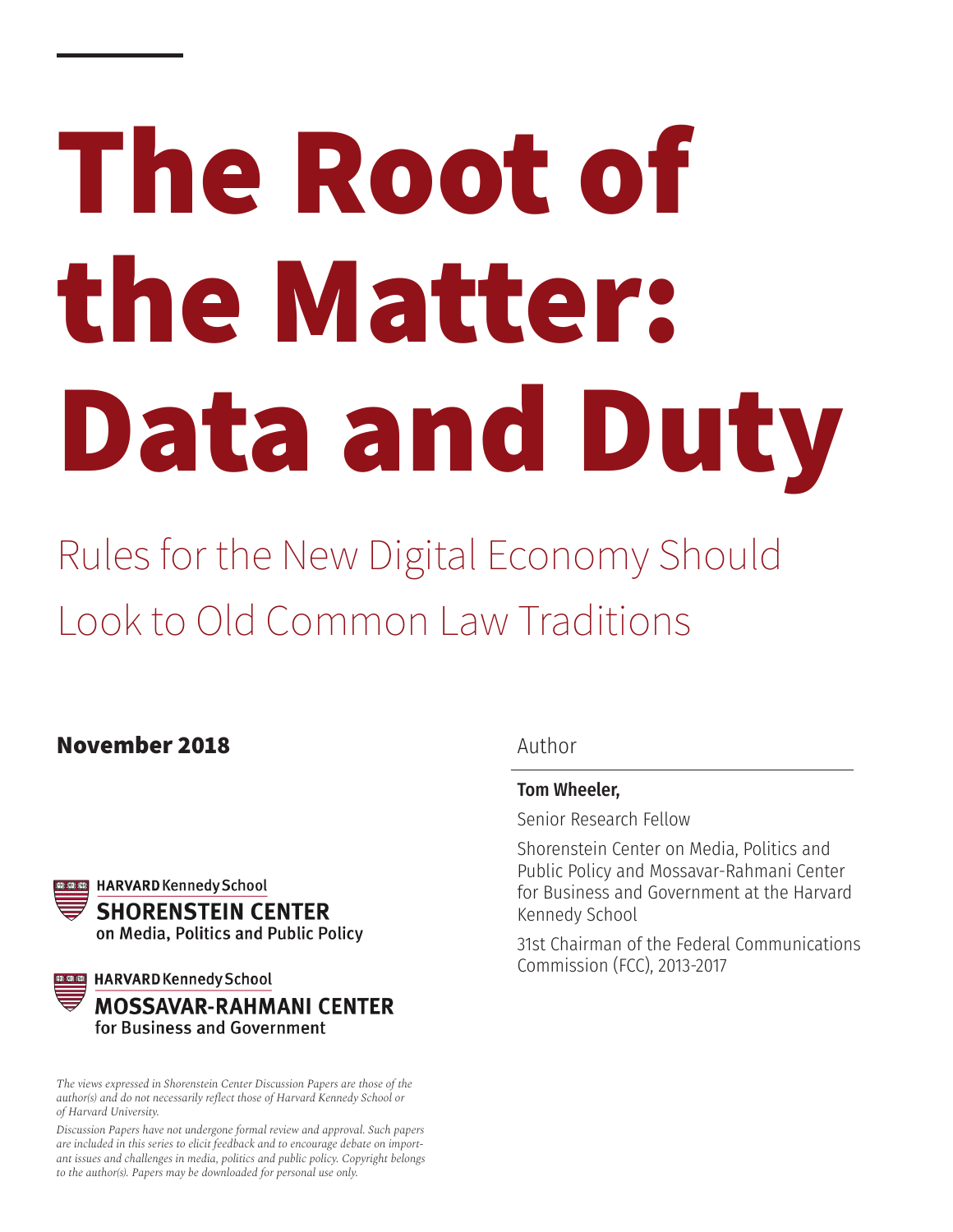# The Root of the Matter: Data and Duty

## Rules for the New Digital Economy Should Look to Old Common Law Traditions

**November 2018**

Author

**Tom Wheeler,**

Senior Research Fellow

Shorenstein Center on Media, Politics and Public Policy and Mossavar-Rahmani Center for Business and Government at the Harvard Kennedy School

31st Chairman of the Federal Communications Commission (FCC), 2013-2017

HARVARD Kennedy School
**SHORENSTEIN CENTER**
on Media, Politics and Public Policy

HARVARD Kennedy School
**MOSSAVAR-RAHMANI CENTER**
for Business and Government

*The views expressed in Shorenstein Center Discussion Papers are those of the author(s) and do not necessarily reflect those of Harvard Kennedy School or of Harvard University.*

*Discussion Papers have not undergone formal review and approval. Such papers are included in this series to elicit feedback and to encourage debate on important issues and challenges in media, politics and public policy. Copyright belongs to the author(s). Papers may be downloaded for personal use only.*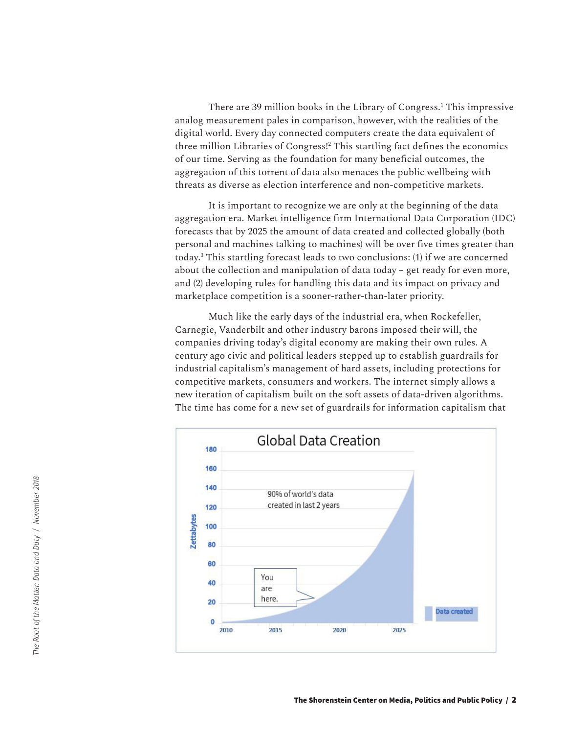There are 39 million books in the Library of Congress.[1] This impressive analog measurement pales in comparison, however, with the realities of the digital world. Every day connected computers create the data equivalent of three million Libraries of Congress![2] This startling fact defines the economics of our time. Serving as the foundation for many beneficial outcomes, the aggregation of this torrent of data also menaces the public wellbeing with threats as diverse as election interference and non-competitive markets.

It is important to recognize we are only at the beginning of the data aggregation era. Market intelligence firm International Data Corporation (IDC) forecasts that by 2025 the amount of data created and collected globally (both personal and machines talking to machines) will be over five times greater than today.[3] This startling forecast leads to two conclusions: (1) if we are concerned about the collection and manipulation of data today – get ready for even more, and (2) developing rules for handling this data and its impact on privacy and marketplace competition is a sooner-rather-than-later priority.

Much like the early days of the industrial era, when Rockefeller, Carnegie, Vanderbilt and other industry barons imposed their will, the companies driving today's digital economy are making their own rules. A century ago civic and political leaders stepped up to establish guardrails for industrial capitalism's management of hard assets, including protections for competitive markets, consumers and workers. The internet simply allows a new iteration of capitalism built on the soft assets of data-driven algorithms. The time has come for a new set of guardrails for information capitalism that

Global Data Creation

90% of world's data created in last 2 years

You are here.

Zettabytes: 0, 20, 40, 60, 80, 100, 120, 140, 160, 180

2010, 2015, 2020, 2025

Data created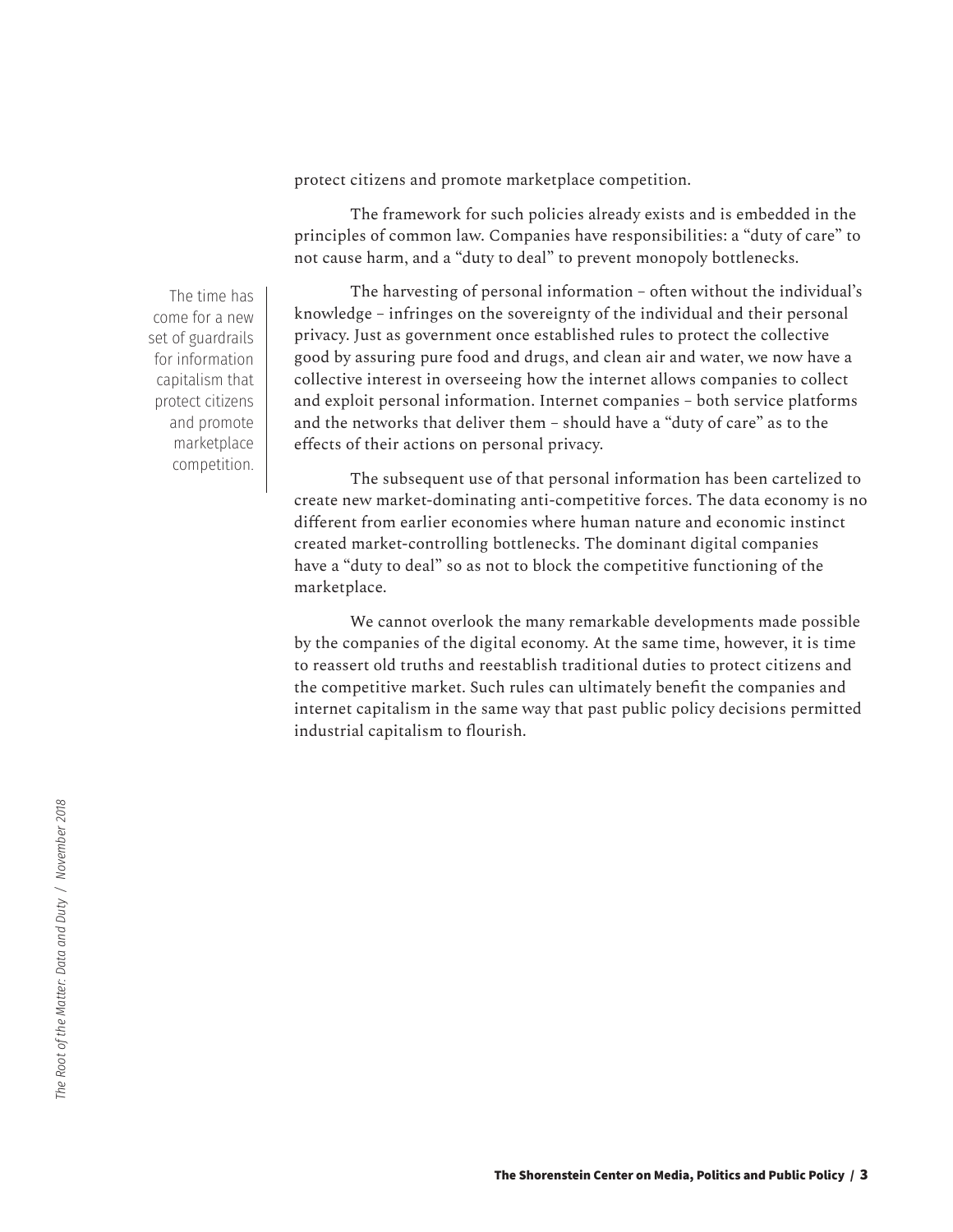protect citizens and promote marketplace competition.

The framework for such policies already exists and is embedded in the principles of common law. Companies have responsibilities: a "duty of care" to not cause harm, and a "duty to deal" to prevent monopoly bottlenecks.

> The time has come for a new set of guardrails for information capitalism that protect citizens and promote marketplace competition.

The harvesting of personal information – often without the individual's knowledge – infringes on the sovereignty of the individual and their personal privacy. Just as government once established rules to protect the collective good by assuring pure food and drugs, and clean air and water, we now have a collective interest in overseeing how the internet allows companies to collect and exploit personal information. Internet companies – both service platforms and the networks that deliver them – should have a "duty of care" as to the effects of their actions on personal privacy.

The subsequent use of that personal information has been cartelized to create new market-dominating anti-competitive forces. The data economy is no different from earlier economies where human nature and economic instinct created market-controlling bottlenecks. The dominant digital companies have a "duty to deal" so as not to block the competitive functioning of the marketplace.

We cannot overlook the many remarkable developments made possible by the companies of the digital economy. At the same time, however, it is time to reassert old truths and reestablish traditional duties to protect citizens and the competitive market. Such rules can ultimately benefit the companies and internet capitalism in the same way that past public policy decisions permitted industrial capitalism to flourish.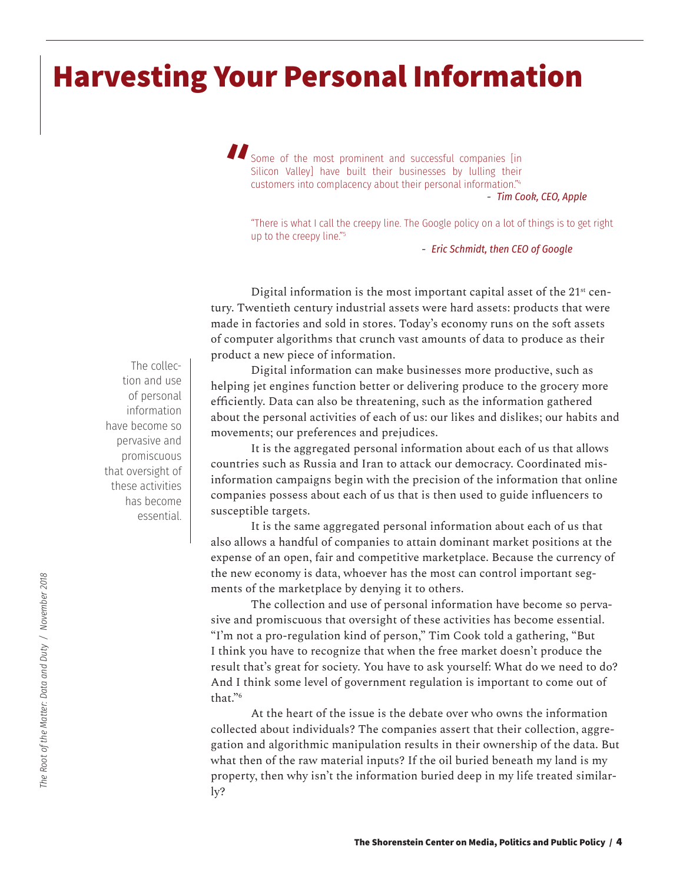# Harvesting Your Personal Information

> "Some of the most prominent and successful companies [in Silicon Valley] have built their businesses by lulling their customers into complacency about their personal information."[4]
>
> - *Tim Cook, CEO, Apple*

> "There is what I call the creepy line. The Google policy on a lot of things is to get right up to the creepy line."[5]
>
> - *Eric Schmidt, then CEO of Google*

Digital information is the most important capital asset of the 21st century. Twentieth century industrial assets were hard assets: products that were made in factories and sold in stores. Today's economy runs on the soft assets of computer algorithms that crunch vast amounts of data to produce as their product a new piece of information.

Digital information can make businesses more productive, such as helping jet engines function better or delivering produce to the grocery more efficiently. Data can also be threatening, such as the information gathered about the personal activities of each of us: our likes and dislikes; our habits and movements; our preferences and prejudices.

It is the aggregated personal information about each of us that allows countries such as Russia and Iran to attack our democracy. Coordinated misinformation campaigns begin with the precision of the information that online companies possess about each of us that is then used to guide influencers to susceptible targets.

It is the same aggregated personal information about each of us that also allows a handful of companies to attain dominant market positions at the expense of an open, fair and competitive marketplace. Because the currency of the new economy is data, whoever has the most can control important segments of the marketplace by denying it to others.

The collection and use of personal information have become so pervasive and promiscuous that oversight of these activities has become essential. "I'm not a pro-regulation kind of person," Tim Cook told a gathering, "But I think you have to recognize that when the free market doesn't produce the result that's great for society. You have to ask yourself: What do we need to do? And I think some level of government regulation is important to come out of that."[6]

At the heart of the issue is the debate over who owns the information collected about individuals? The companies assert that their collection, aggregation and algorithmic manipulation results in their ownership of the data. But what then of the raw material inputs? If the oil buried beneath my land is my property, then why isn't the information buried deep in my life treated similarly?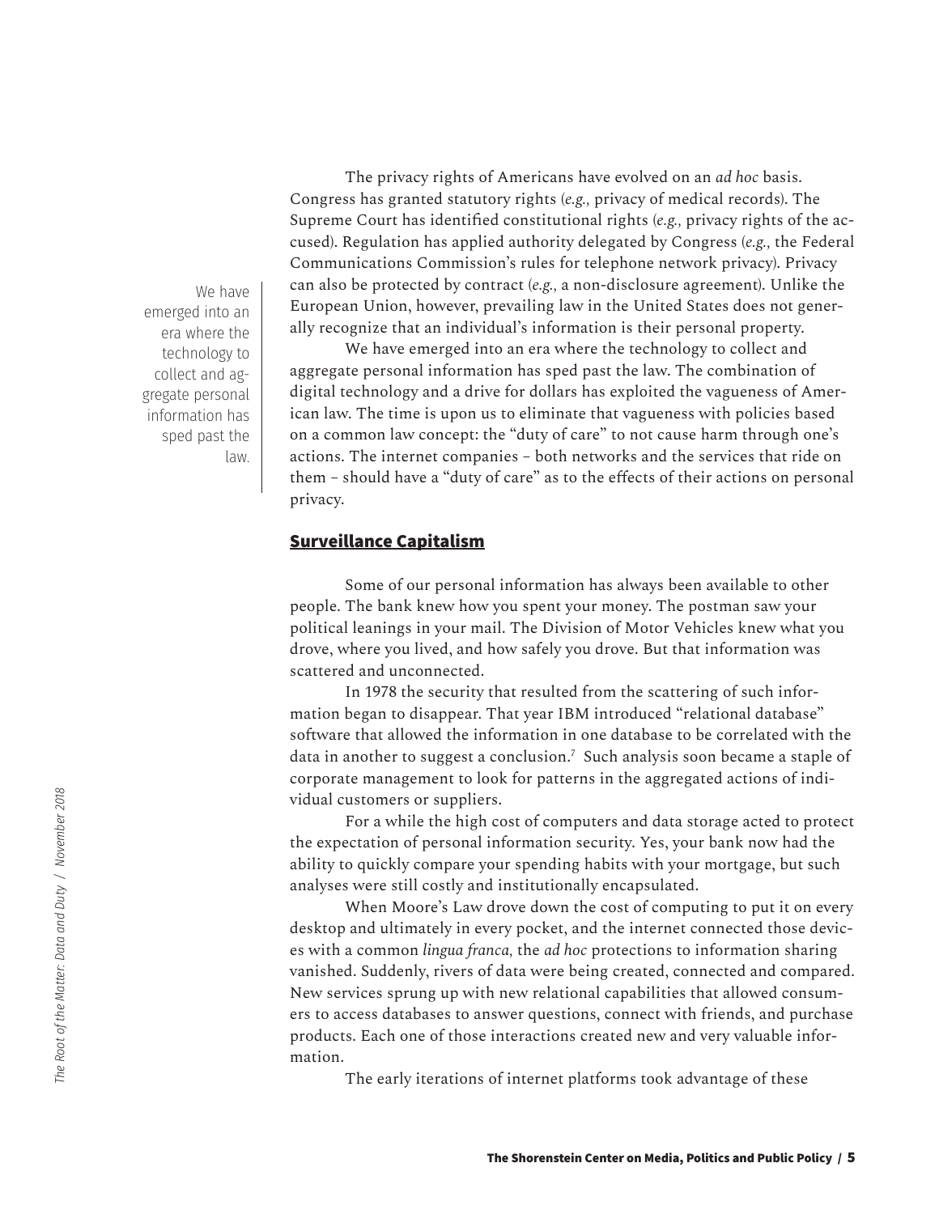The privacy rights of Americans have evolved on an *ad hoc* basis. Congress has granted statutory rights (*e.g.,* privacy of medical records). The Supreme Court has identified constitutional rights (*e.g.,* privacy rights of the accused). Regulation has applied authority delegated by Congress (*e.g.,* the Federal Communications Commission's rules for telephone network privacy). Privacy can also be protected by contract (*e.g.,* a non-disclosure agreement). Unlike the European Union, however, prevailing law in the United States does not generally recognize that an individual's information is their personal property.

> We have emerged into an era where the technology to collect and aggregate personal information has sped past the law.

We have emerged into an era where the technology to collect and aggregate personal information has sped past the law. The combination of digital technology and a drive for dollars has exploited the vagueness of American law. The time is upon us to eliminate that vagueness with policies based on a common law concept: the "duty of care" to not cause harm through one's actions. The internet companies – both networks and the services that ride on them – should have a "duty of care" as to the effects of their actions on personal privacy.

## Surveillance Capitalism

Some of our personal information has always been available to other people. The bank knew how you spent your money. The postman saw your political leanings in your mail. The Division of Motor Vehicles knew what you drove, where you lived, and how safely you drove. But that information was scattered and unconnected.

In 1978 the security that resulted from the scattering of such information began to disappear. That year IBM introduced "relational database" software that allowed the information in one database to be correlated with the data in another to suggest a conclusion.[7] Such analysis soon became a staple of corporate management to look for patterns in the aggregated actions of individual customers or suppliers.

For a while the high cost of computers and data storage acted to protect the expectation of personal information security. Yes, your bank now had the ability to quickly compare your spending habits with your mortgage, but such analyses were still costly and institutionally encapsulated.

When Moore's Law drove down the cost of computing to put it on every desktop and ultimately in every pocket, and the internet connected those devices with a common *lingua franca,* the *ad hoc* protections to information sharing vanished. Suddenly, rivers of data were being created, connected and compared. New services sprung up with new relational capabilities that allowed consumers to access databases to answer questions, connect with friends, and purchase products. Each one of those interactions created new and very valuable information.

The early iterations of internet platforms took advantage of these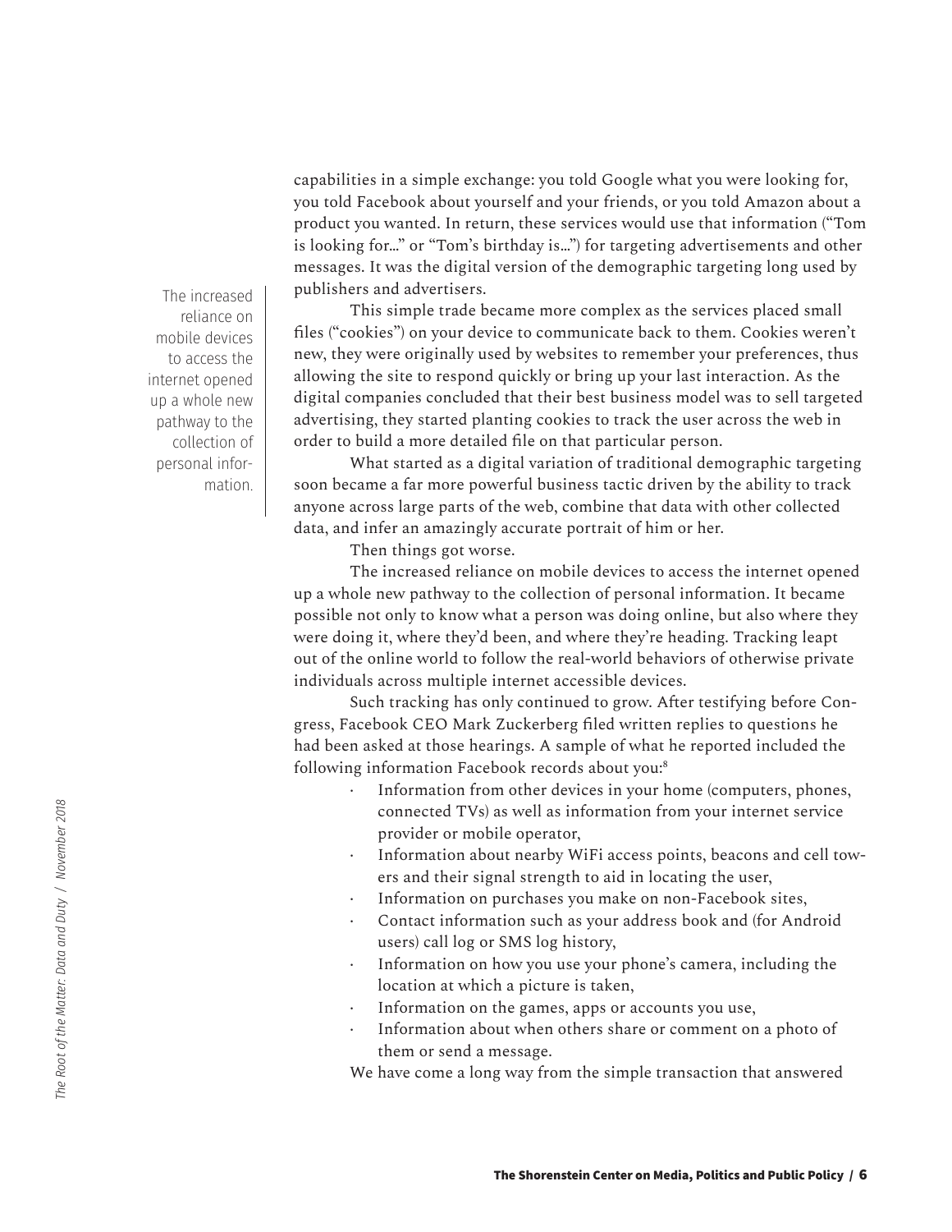capabilities in a simple exchange: you told Google what you were looking for, you told Facebook about yourself and your friends, or you told Amazon about a product you wanted. In return, these services would use that information ("Tom is looking for…" or "Tom's birthday is…") for targeting advertisements and other messages. It was the digital version of the demographic targeting long used by publishers and advertisers.

> The increased reliance on mobile devices to access the internet opened up a whole new pathway to the collection of personal information.

This simple trade became more complex as the services placed small files ("cookies") on your device to communicate back to them. Cookies weren't new, they were originally used by websites to remember your preferences, thus allowing the site to respond quickly or bring up your last interaction. As the digital companies concluded that their best business model was to sell targeted advertising, they started planting cookies to track the user across the web in order to build a more detailed file on that particular person.

What started as a digital variation of traditional demographic targeting soon became a far more powerful business tactic driven by the ability to track anyone across large parts of the web, combine that data with other collected data, and infer an amazingly accurate portrait of him or her.

Then things got worse.

The increased reliance on mobile devices to access the internet opened up a whole new pathway to the collection of personal information. It became possible not only to know what a person was doing online, but also where they were doing it, where they'd been, and where they're heading. Tracking leapt out of the online world to follow the real-world behaviors of otherwise private individuals across multiple internet accessible devices.

Such tracking has only continued to grow. After testifying before Congress, Facebook CEO Mark Zuckerberg filed written replies to questions he had been asked at those hearings. A sample of what he reported included the following information Facebook records about you:[8]

- Information from other devices in your home (computers, phones, connected TVs) as well as information from your internet service provider or mobile operator,
- Information about nearby WiFi access points, beacons and cell towers and their signal strength to aid in locating the user,
- Information on purchases you make on non-Facebook sites,
- Contact information such as your address book and (for Android users) call log or SMS log history,
- Information on how you use your phone's camera, including the location at which a picture is taken,
- Information on the games, apps or accounts you use,
- Information about when others share or comment on a photo of them or send a message.

We have come a long way from the simple transaction that answered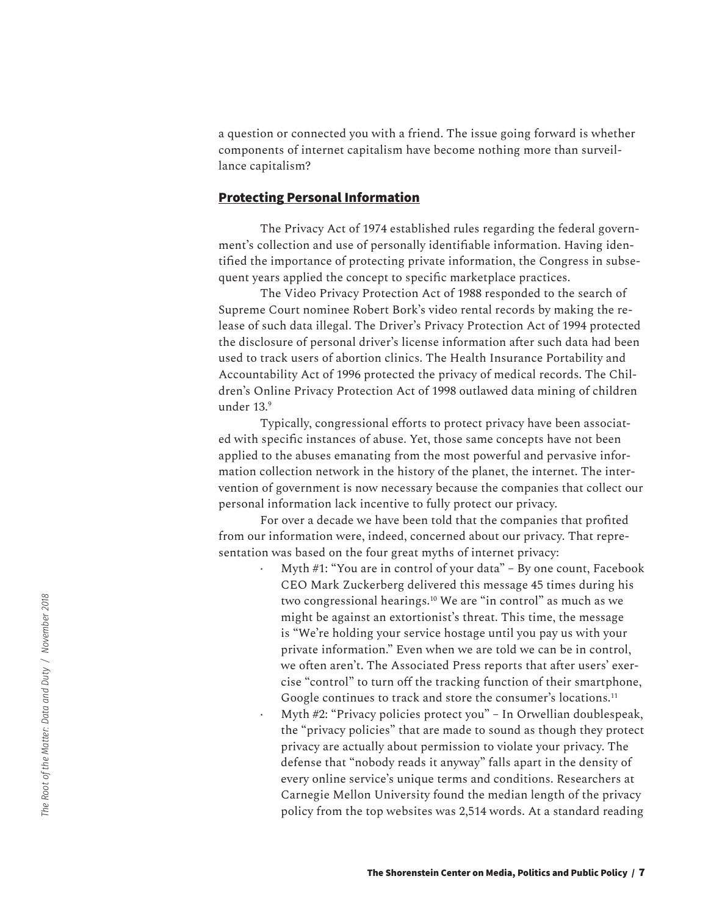a question or connected you with a friend. The issue going forward is whether components of internet capitalism have become nothing more than surveillance capitalism?

## Protecting Personal Information

The Privacy Act of 1974 established rules regarding the federal government's collection and use of personally identifiable information. Having identified the importance of protecting private information, the Congress in subsequent years applied the concept to specific marketplace practices.

The Video Privacy Protection Act of 1988 responded to the search of Supreme Court nominee Robert Bork's video rental records by making the release of such data illegal. The Driver's Privacy Protection Act of 1994 protected the disclosure of personal driver's license information after such data had been used to track users of abortion clinics. The Health Insurance Portability and Accountability Act of 1996 protected the privacy of medical records. The Children's Online Privacy Protection Act of 1998 outlawed data mining of children under 13.[9]

Typically, congressional efforts to protect privacy have been associated with specific instances of abuse. Yet, those same concepts have not been applied to the abuses emanating from the most powerful and pervasive information collection network in the history of the planet, the internet. The intervention of government is now necessary because the companies that collect our personal information lack incentive to fully protect our privacy.

For over a decade we have been told that the companies that profited from our information were, indeed, concerned about our privacy. That representation was based on the four great myths of internet privacy:

- Myth #1: "You are in control of your data" – By one count, Facebook CEO Mark Zuckerberg delivered this message 45 times during his two congressional hearings.[10] We are "in control" as much as we might be against an extortionist's threat. This time, the message is "We're holding your service hostage until you pay us with your private information." Even when we are told we can be in control, we often aren't. The Associated Press reports that after users' exercise "control" to turn off the tracking function of their smartphone, Google continues to track and store the consumer's locations.[11]
- Myth #2: "Privacy policies protect you" – In Orwellian doublespeak, the "privacy policies" that are made to sound as though they protect privacy are actually about permission to violate your privacy. The defense that "nobody reads it anyway" falls apart in the density of every online service's unique terms and conditions. Researchers at Carnegie Mellon University found the median length of the privacy policy from the top websites was 2,514 words. At a standard reading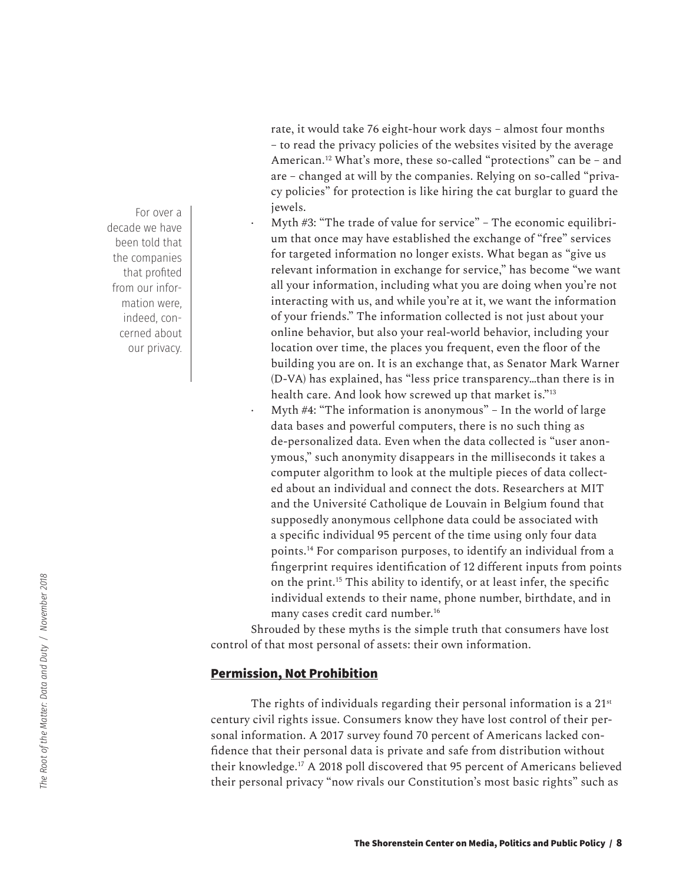rate, it would take 76 eight-hour work days – almost four months – to read the privacy policies of the websites visited by the average American.[12] What's more, these so-called "protections" can be – and are – changed at will by the companies. Relying on so-called "privacy policies" for protection is like hiring the cat burglar to guard the jewels.

> For over a decade we have been told that the companies that profited from our information were, indeed, concerned about our privacy.

- Myth #3: "The trade of value for service" – The economic equilibrium that once may have established the exchange of "free" services for targeted information no longer exists. What began as "give us relevant information in exchange for service," has become "we want all your information, including what you are doing when you're not interacting with us, and while you're at it, we want the information of your friends." The information collected is not just about your online behavior, but also your real-world behavior, including your location over time, the places you frequent, even the floor of the building you are on. It is an exchange that, as Senator Mark Warner (D-VA) has explained, has "less price transparency…than there is in health care. And look how screwed up that market is."[13]
- Myth #4: "The information is anonymous" – In the world of large data bases and powerful computers, there is no such thing as de-personalized data. Even when the data collected is "user anonymous," such anonymity disappears in the milliseconds it takes a computer algorithm to look at the multiple pieces of data collected about an individual and connect the dots. Researchers at MIT and the Université Catholique de Louvain in Belgium found that supposedly anonymous cellphone data could be associated with a specific individual 95 percent of the time using only four data points.[14] For comparison purposes, to identify an individual from a fingerprint requires identification of 12 different inputs from points on the print.[15] This ability to identify, or at least infer, the specific individual extends to their name, phone number, birthdate, and in many cases credit card number.[16]

Shrouded by these myths is the simple truth that consumers have lost control of that most personal of assets: their own information.

## Permission, Not Prohibition

The rights of individuals regarding their personal information is a 21st century civil rights issue. Consumers know they have lost control of their personal information. A 2017 survey found 70 percent of Americans lacked confidence that their personal data is private and safe from distribution without their knowledge.[17] A 2018 poll discovered that 95 percent of Americans believed their personal privacy "now rivals our Constitution's most basic rights" such as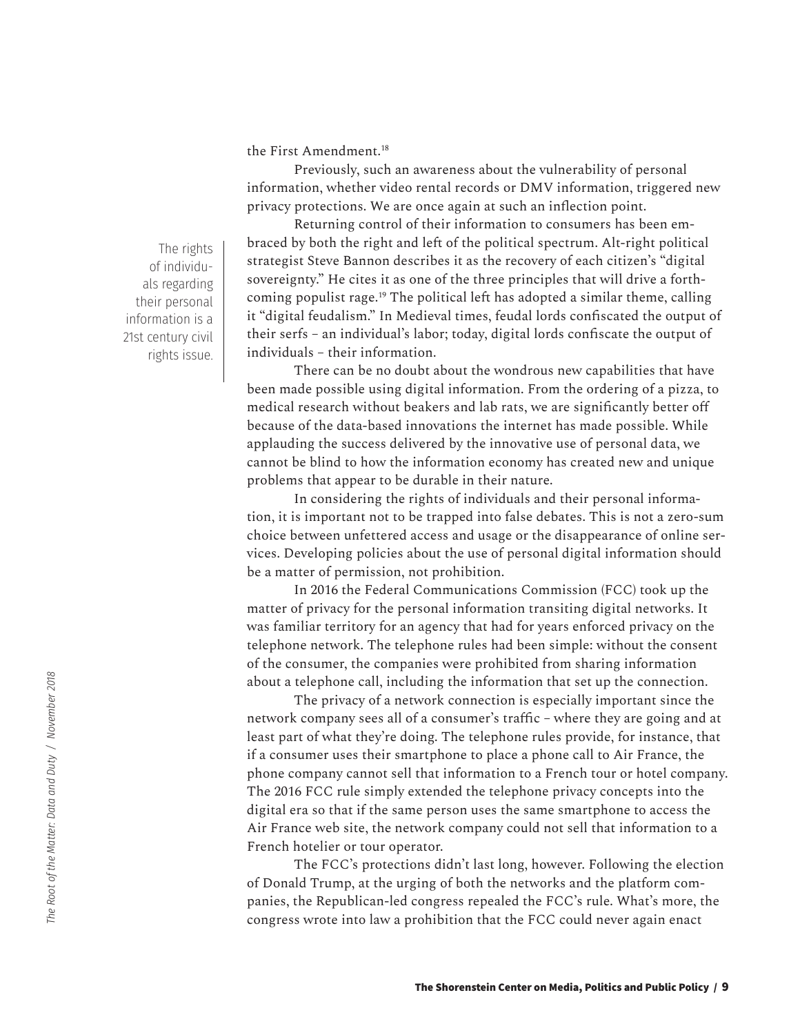the First Amendment.[18]

Previously, such an awareness about the vulnerability of personal information, whether video rental records or DMV information, triggered new privacy protections. We are once again at such an inflection point.

Returning control of their information to consumers has been embraced by both the right and left of the political spectrum. Alt-right political strategist Steve Bannon describes it as the recovery of each citizen's "digital sovereignty." He cites it as one of the three principles that will drive a forthcoming populist rage.[19] The political left has adopted a similar theme, calling it "digital feudalism." In Medieval times, feudal lords confiscated the output of their serfs – an individual's labor; today, digital lords confiscate the output of individuals – their information.

> The rights of individuals regarding their personal information is a 21st century civil rights issue.

There can be no doubt about the wondrous new capabilities that have been made possible using digital information. From the ordering of a pizza, to medical research without beakers and lab rats, we are significantly better off because of the data-based innovations the internet has made possible. While applauding the success delivered by the innovative use of personal data, we cannot be blind to how the information economy has created new and unique problems that appear to be durable in their nature.

In considering the rights of individuals and their personal information, it is important not to be trapped into false debates. This is not a zero-sum choice between unfettered access and usage or the disappearance of online services. Developing policies about the use of personal digital information should be a matter of permission, not prohibition.

In 2016 the Federal Communications Commission (FCC) took up the matter of privacy for the personal information transiting digital networks. It was familiar territory for an agency that had for years enforced privacy on the telephone network. The telephone rules had been simple: without the consent of the consumer, the companies were prohibited from sharing information about a telephone call, including the information that set up the connection.

The privacy of a network connection is especially important since the network company sees all of a consumer's traffic – where they are going and at least part of what they're doing. The telephone rules provide, for instance, that if a consumer uses their smartphone to place a phone call to Air France, the phone company cannot sell that information to a French tour or hotel company. The 2016 FCC rule simply extended the telephone privacy concepts into the digital era so that if the same person uses the same smartphone to access the Air France web site, the network company could not sell that information to a French hotelier or tour operator.

The FCC's protections didn't last long, however. Following the election of Donald Trump, at the urging of both the networks and the platform companies, the Republican-led congress repealed the FCC's rule. What's more, the congress wrote into law a prohibition that the FCC could never again enact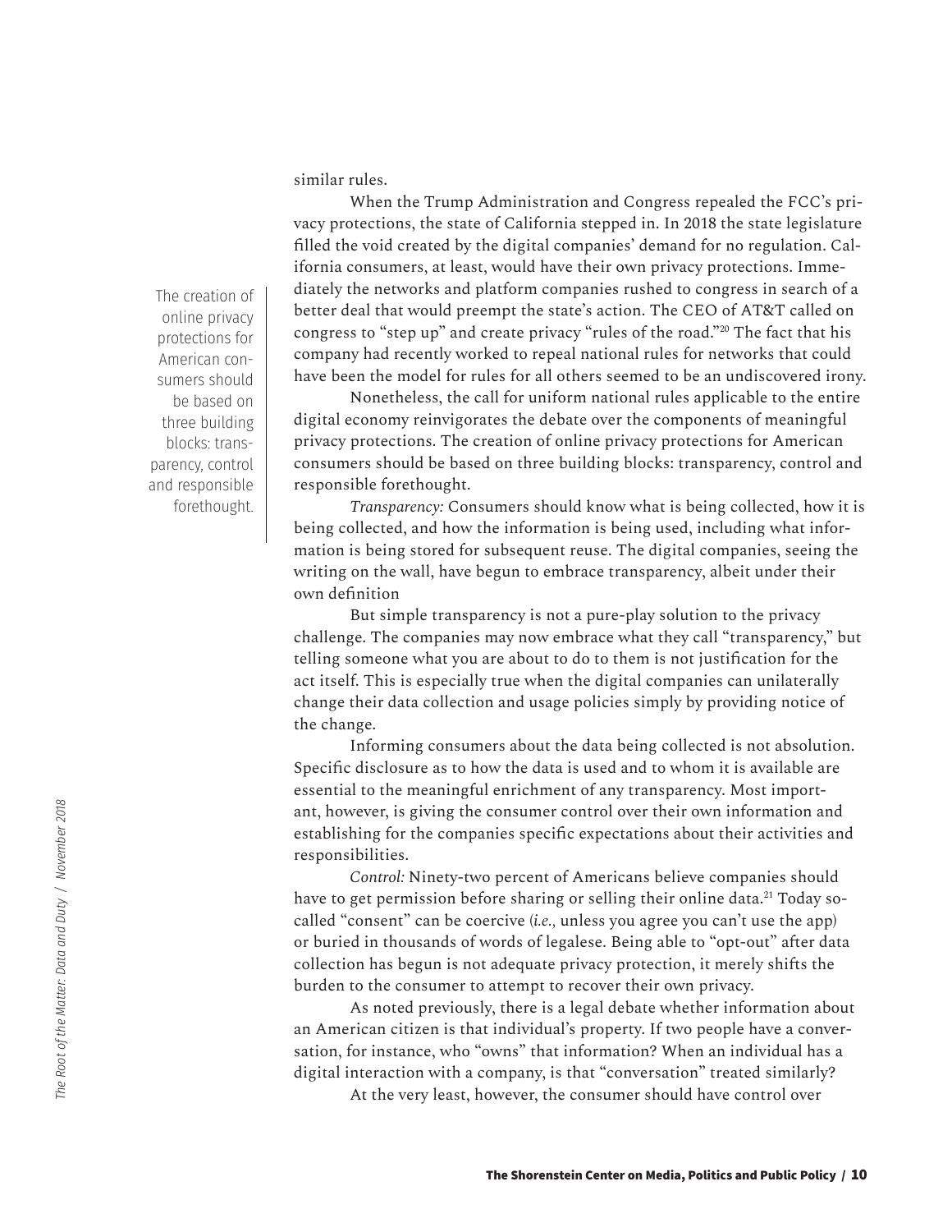similar rules.

When the Trump Administration and Congress repealed the FCC's privacy protections, the state of California stepped in. In 2018 the state legislature filled the void created by the digital companies' demand for no regulation. California consumers, at least, would have their own privacy protections. Immediately the networks and platform companies rushed to congress in search of a better deal that would preempt the state's action. The CEO of AT&T called on congress to "step up" and create privacy "rules of the road."[20] The fact that his company had recently worked to repeal national rules for networks that could have been the model for rules for all others seemed to be an undiscovered irony.

> The creation of online privacy protections for American consumers should be based on three building blocks: transparency, control and responsible forethought.

Nonetheless, the call for uniform national rules applicable to the entire digital economy reinvigorates the debate over the components of meaningful privacy protections. The creation of online privacy protections for American consumers should be based on three building blocks: transparency, control and responsible forethought.

*Transparency:* Consumers should know what is being collected, how it is being collected, and how the information is being used, including what information is being stored for subsequent reuse. The digital companies, seeing the writing on the wall, have begun to embrace transparency, albeit under their own definition

But simple transparency is not a pure-play solution to the privacy challenge. The companies may now embrace what they call "transparency," but telling someone what you are about to do to them is not justification for the act itself. This is especially true when the digital companies can unilaterally change their data collection and usage policies simply by providing notice of the change.

Informing consumers about the data being collected is not absolution. Specific disclosure as to how the data is used and to whom it is available are essential to the meaningful enrichment of any transparency. Most important, however, is giving the consumer control over their own information and establishing for the companies specific expectations about their activities and responsibilities.

*Control:* Ninety-two percent of Americans believe companies should have to get permission before sharing or selling their online data.[21] Today so-called "consent" can be coercive (*i.e.,* unless you agree you can't use the app) or buried in thousands of words of legalese. Being able to "opt-out" after data collection has begun is not adequate privacy protection, it merely shifts the burden to the consumer to attempt to recover their own privacy.

As noted previously, there is a legal debate whether information about an American citizen is that individual's property. If two people have a conversation, for instance, who "owns" that information? When an individual has a digital interaction with a company, is that "conversation" treated similarly?

At the very least, however, the consumer should have control over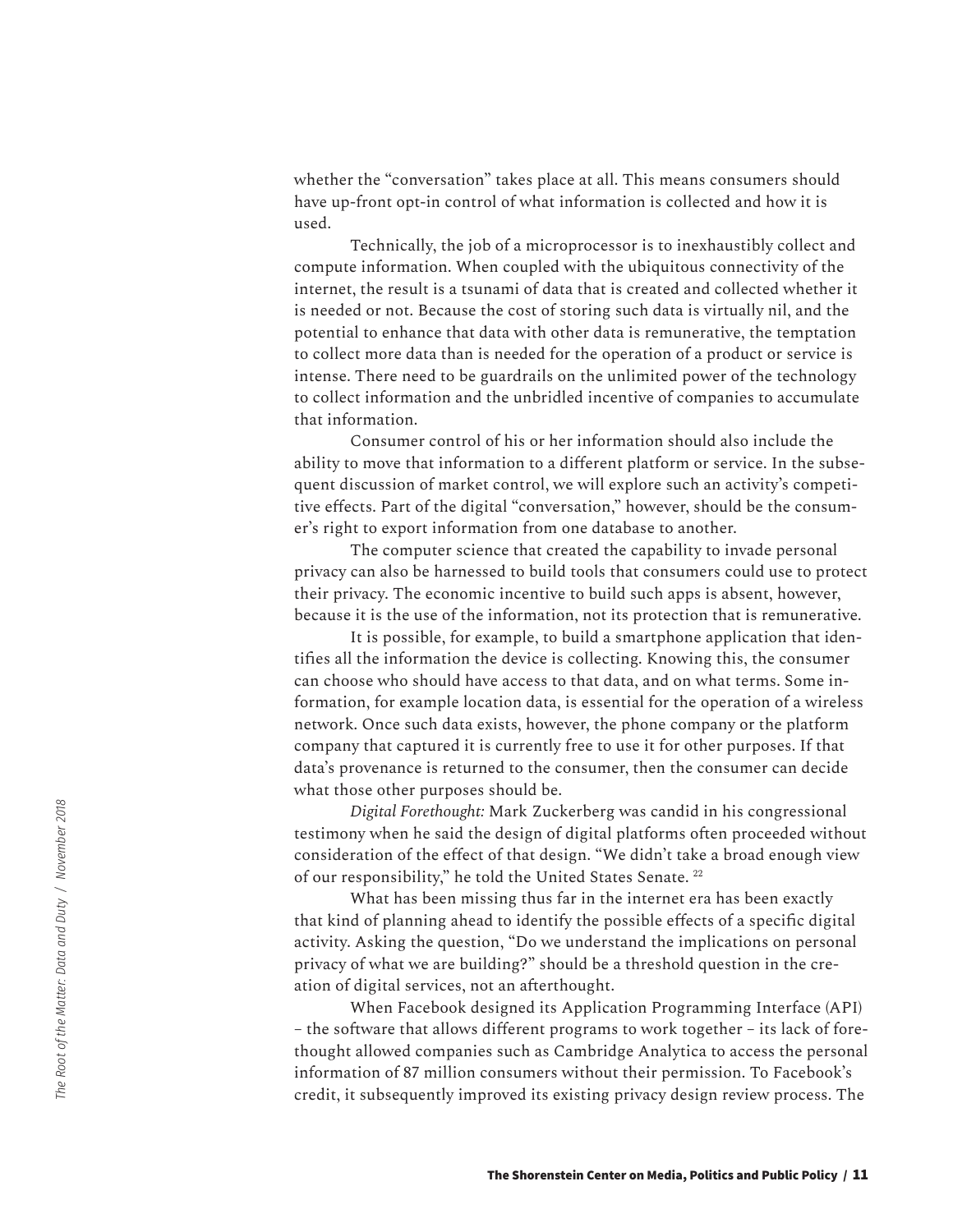whether the "conversation" takes place at all. This means consumers should have up-front opt-in control of what information is collected and how it is used.

Technically, the job of a microprocessor is to inexhaustibly collect and compute information. When coupled with the ubiquitous connectivity of the internet, the result is a tsunami of data that is created and collected whether it is needed or not. Because the cost of storing such data is virtually nil, and the potential to enhance that data with other data is remunerative, the temptation to collect more data than is needed for the operation of a product or service is intense. There need to be guardrails on the unlimited power of the technology to collect information and the unbridled incentive of companies to accumulate that information.

Consumer control of his or her information should also include the ability to move that information to a different platform or service. In the subsequent discussion of market control, we will explore such an activity's competitive effects. Part of the digital "conversation," however, should be the consumer's right to export information from one database to another.

The computer science that created the capability to invade personal privacy can also be harnessed to build tools that consumers could use to protect their privacy. The economic incentive to build such apps is absent, however, because it is the use of the information, not its protection that is remunerative.

It is possible, for example, to build a smartphone application that identifies all the information the device is collecting. Knowing this, the consumer can choose who should have access to that data, and on what terms. Some information, for example location data, is essential for the operation of a wireless network. Once such data exists, however, the phone company or the platform company that captured it is currently free to use it for other purposes. If that data's provenance is returned to the consumer, then the consumer can decide what those other purposes should be.

*Digital Forethought:* Mark Zuckerberg was candid in his congressional testimony when he said the design of digital platforms often proceeded without consideration of the effect of that design. "We didn't take a broad enough view of our responsibility," he told the United States Senate. [22]

What has been missing thus far in the internet era has been exactly that kind of planning ahead to identify the possible effects of a specific digital activity. Asking the question, "Do we understand the implications on personal privacy of what we are building?" should be a threshold question in the creation of digital services, not an afterthought.

When Facebook designed its Application Programming Interface (API) – the software that allows different programs to work together – its lack of forethought allowed companies such as Cambridge Analytica to access the personal information of 87 million consumers without their permission. To Facebook's credit, it subsequently improved its existing privacy design review process. The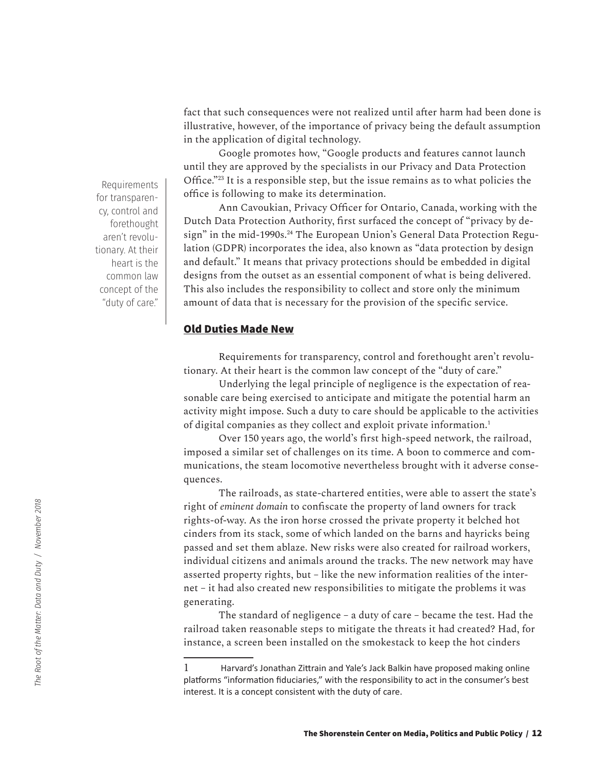fact that such consequences were not realized until after harm had been done is illustrative, however, of the importance of privacy being the default assumption in the application of digital technology.

Google promotes how, "Google products and features cannot launch until they are approved by the specialists in our Privacy and Data Protection Office."[23] It is a responsible step, but the issue remains as to what policies the office is following to make its determination.

Ann Cavoukian, Privacy Officer for Ontario, Canada, working with the Dutch Data Protection Authority, first surfaced the concept of "privacy by design" in the mid-1990s.[24] The European Union's General Data Protection Regulation (GDPR) incorporates the idea, also known as "data protection by design and default." It means that privacy protections should be embedded in digital designs from the outset as an essential component of what is being delivered. This also includes the responsibility to collect and store only the minimum amount of data that is necessary for the provision of the specific service.

> Requirements for transparency, control and forethought aren't revolutionary. At their heart is the common law concept of the "duty of care."

## Old Duties Made New

Requirements for transparency, control and forethought aren't revolutionary. At their heart is the common law concept of the "duty of care."

Underlying the legal principle of negligence is the expectation of reasonable care being exercised to anticipate and mitigate the potential harm an activity might impose. Such a duty to care should be applicable to the activities of digital companies as they collect and exploit private information.[1]

Over 150 years ago, the world's first high-speed network, the railroad, imposed a similar set of challenges on its time. A boon to commerce and communications, the steam locomotive nevertheless brought with it adverse consequences.

The railroads, as state-chartered entities, were able to assert the state's right of *eminent domain* to confiscate the property of land owners for track rights-of-way. As the iron horse crossed the private property it belched hot cinders from its stack, some of which landed on the barns and hayricks being passed and set them ablaze. New risks were also created for railroad workers, individual citizens and animals around the tracks. The new network may have asserted property rights, but – like the new information realities of the internet – it had also created new responsibilities to mitigate the problems it was generating.

The standard of negligence – a duty of care – became the test. Had the railroad taken reasonable steps to mitigate the threats it had created? Had, for instance, a screen been installed on the smokestack to keep the hot cinders

---

[1] Harvard's Jonathan Zittrain and Yale's Jack Balkin have proposed making online platforms "information fiduciaries," with the responsibility to act in the consumer's best interest. It is a concept consistent with the duty of care.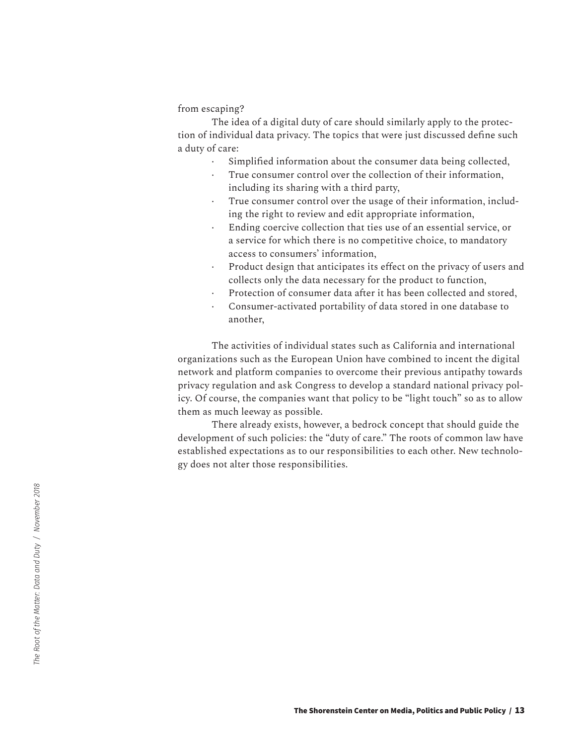from escaping?

The idea of a digital duty of care should similarly apply to the protection of individual data privacy. The topics that were just discussed define such a duty of care:

- Simplified information about the consumer data being collected,
- True consumer control over the collection of their information, including its sharing with a third party,
- True consumer control over the usage of their information, including the right to review and edit appropriate information,
- Ending coercive collection that ties use of an essential service, or a service for which there is no competitive choice, to mandatory access to consumers' information,
- Product design that anticipates its effect on the privacy of users and collects only the data necessary for the product to function,
- Protection of consumer data after it has been collected and stored,
- Consumer-activated portability of data stored in one database to another,

The activities of individual states such as California and international organizations such as the European Union have combined to incent the digital network and platform companies to overcome their previous antipathy towards privacy regulation and ask Congress to develop a standard national privacy policy. Of course, the companies want that policy to be "light touch" so as to allow them as much leeway as possible.

There already exists, however, a bedrock concept that should guide the development of such policies: the "duty of care." The roots of common law have established expectations as to our responsibilities to each other. New technology does not alter those responsibilities.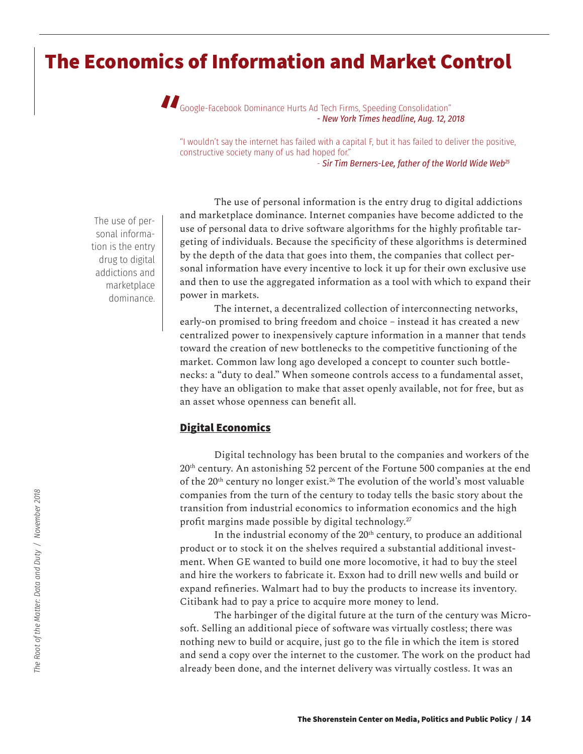# The Economics of Information and Market Control

> "Google-Facebook Dominance Hurts Ad Tech Firms, Speeding Consolidation"
> *- New York Times headline, Aug. 12, 2018*

> "I wouldn't say the internet has failed with a capital F, but it has failed to deliver the positive, constructive society many of us had hoped for."
> *- Sir Tim Berners-Lee, father of the World Wide Web*[25]

The use of personal information is the entry drug to digital addictions and marketplace dominance.

The use of personal information is the entry drug to digital addictions and marketplace dominance. Internet companies have become addicted to the use of personal data to drive software algorithms for the highly profitable targeting of individuals. Because the specificity of these algorithms is determined by the depth of the data that goes into them, the companies that collect personal information have every incentive to lock it up for their own exclusive use and then to use the aggregated information as a tool with which to expand their power in markets.

The internet, a decentralized collection of interconnecting networks, early-on promised to bring freedom and choice – instead it has created a new centralized power to inexpensively capture information in a manner that tends toward the creation of new bottlenecks to the competitive functioning of the market. Common law long ago developed a concept to counter such bottlenecks: a "duty to deal." When someone controls access to a fundamental asset, they have an obligation to make that asset openly available, not for free, but as an asset whose openness can benefit all.

## Digital Economics

Digital technology has been brutal to the companies and workers of the 20th century. An astonishing 52 percent of the Fortune 500 companies at the end of the 20th century no longer exist.[26] The evolution of the world's most valuable companies from the turn of the century to today tells the basic story about the transition from industrial economics to information economics and the high profit margins made possible by digital technology.[27]

In the industrial economy of the 20th century, to produce an additional product or to stock it on the shelves required a substantial additional investment. When GE wanted to build one more locomotive, it had to buy the steel and hire the workers to fabricate it. Exxon had to drill new wells and build or expand refineries. Walmart had to buy the products to increase its inventory. Citibank had to pay a price to acquire more money to lend.

The harbinger of the digital future at the turn of the century was Microsoft. Selling an additional piece of software was virtually costless; there was nothing new to build or acquire, just go to the file in which the item is stored and send a copy over the internet to the customer. The work on the product had already been done, and the internet delivery was virtually costless. It was an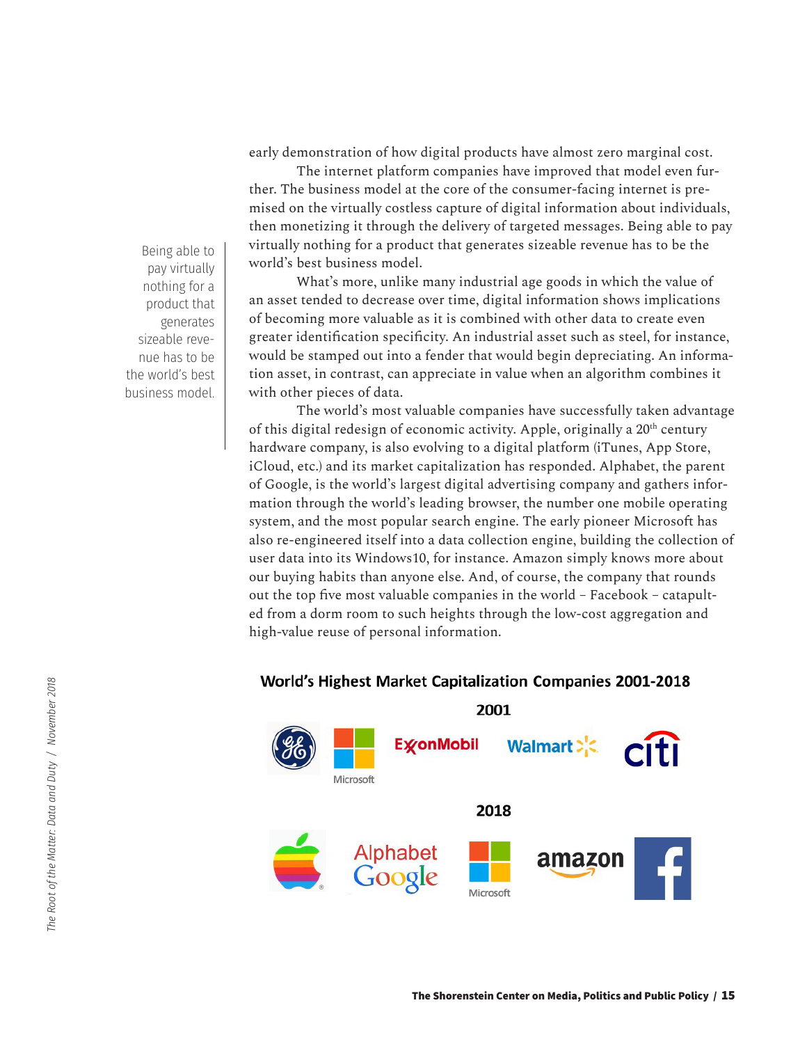early demonstration of how digital products have almost zero marginal cost.

The internet platform companies have improved that model even further. The business model at the core of the consumer-facing internet is premised on the virtually costless capture of digital information about individuals, then monetizing it through the delivery of targeted messages. Being able to pay virtually nothing for a product that generates sizeable revenue has to be the world's best business model.

> Being able to pay virtually nothing for a product that generates sizeable revenue has to be the world's best business model.

What's more, unlike many industrial age goods in which the value of an asset tended to decrease over time, digital information shows implications of becoming more valuable as it is combined with other data to create even greater identification specificity. An industrial asset such as steel, for instance, would be stamped out into a fender that would begin depreciating. An information asset, in contrast, can appreciate in value when an algorithm combines it with other pieces of data.

The world's most valuable companies have successfully taken advantage of this digital redesign of economic activity. Apple, originally a 20th century hardware company, is also evolving to a digital platform (iTunes, App Store, iCloud, etc.) and its market capitalization has responded. Alphabet, the parent of Google, is the world's largest digital advertising company and gathers information through the world's leading browser, the number one mobile operating system, and the most popular search engine. The early pioneer Microsoft has also re-engineered itself into a data collection engine, building the collection of user data into its Windows10, for instance. Amazon simply knows more about our buying habits than anyone else. And, of course, the company that rounds out the top five most valuable companies in the world – Facebook – catapulted from a dorm room to such heights through the low-cost aggregation and high-value reuse of personal information.

**World's Highest Market Capitalization Companies 2001-2018**

**2001**

GE, Microsoft, ExxonMobil, Walmart, citi

**2018**

Apple, Alphabet Google, Microsoft, amazon, Facebook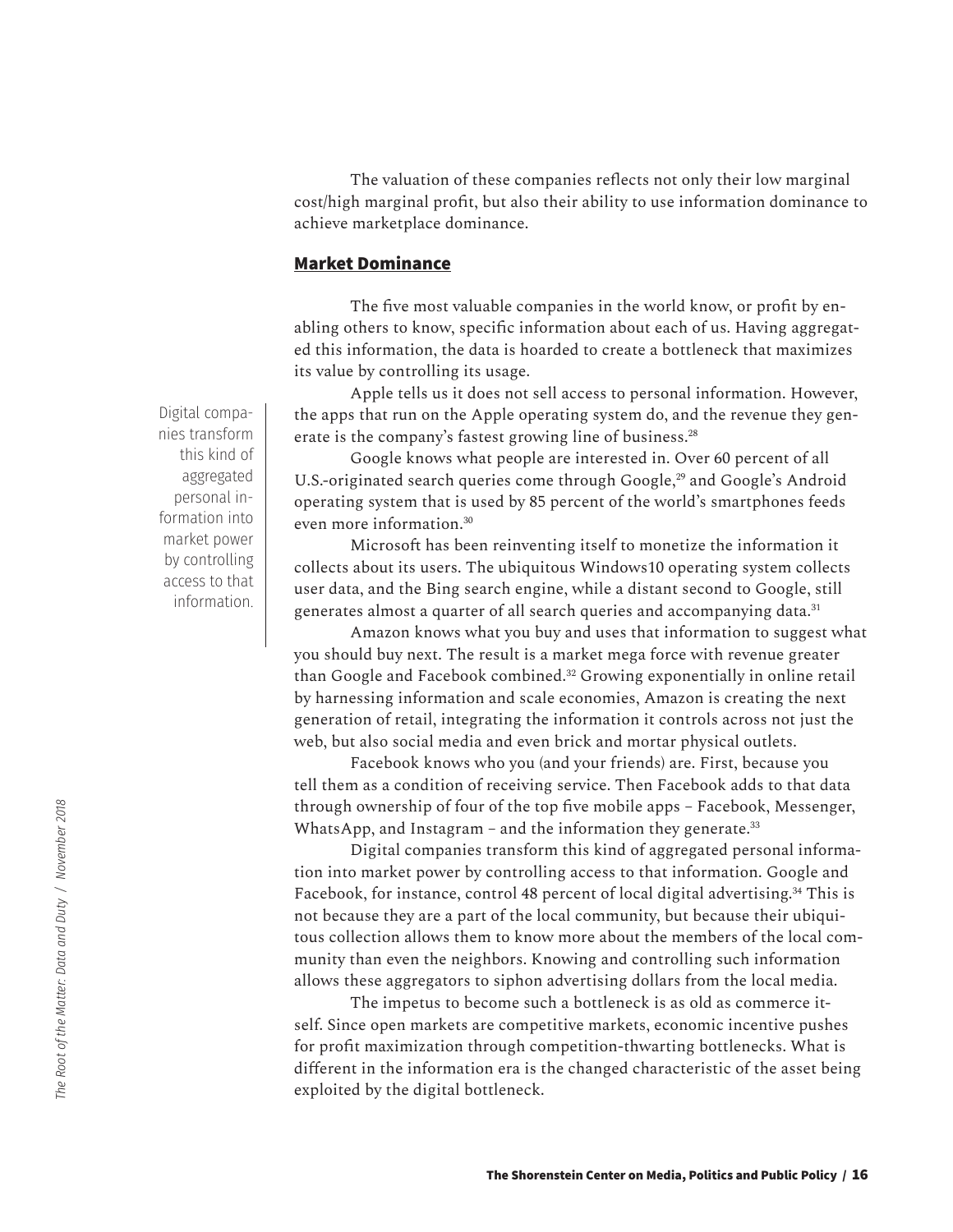The valuation of these companies reflects not only their low marginal cost/high marginal profit, but also their ability to use information dominance to achieve marketplace dominance.

## Market Dominance

The five most valuable companies in the world know, or profit by enabling others to know, specific information about each of us. Having aggregated this information, the data is hoarded to create a bottleneck that maximizes its value by controlling its usage.

Apple tells us it does not sell access to personal information. However, the apps that run on the Apple operating system do, and the revenue they generate is the company's fastest growing line of business.[28]

Google knows what people are interested in. Over 60 percent of all U.S.-originated search queries come through Google,[29] and Google's Android operating system that is used by 85 percent of the world's smartphones feeds even more information.[30]

Microsoft has been reinventing itself to monetize the information it collects about its users. The ubiquitous Windows10 operating system collects user data, and the Bing search engine, while a distant second to Google, still generates almost a quarter of all search queries and accompanying data.[31]

Amazon knows what you buy and uses that information to suggest what you should buy next. The result is a market mega force with revenue greater than Google and Facebook combined.[32] Growing exponentially in online retail by harnessing information and scale economies, Amazon is creating the next generation of retail, integrating the information it controls across not just the web, but also social media and even brick and mortar physical outlets.

Facebook knows who you (and your friends) are. First, because you tell them as a condition of receiving service. Then Facebook adds to that data through ownership of four of the top five mobile apps – Facebook, Messenger, WhatsApp, and Instagram – and the information they generate.[33]

> Digital companies transform this kind of aggregated personal information into market power by controlling access to that information.

Digital companies transform this kind of aggregated personal information into market power by controlling access to that information. Google and Facebook, for instance, control 48 percent of local digital advertising.[34] This is not because they are a part of the local community, but because their ubiquitous collection allows them to know more about the members of the local community than even the neighbors. Knowing and controlling such information allows these aggregators to siphon advertising dollars from the local media.

The impetus to become such a bottleneck is as old as commerce itself. Since open markets are competitive markets, economic incentive pushes for profit maximization through competition-thwarting bottlenecks. What is different in the information era is the changed characteristic of the asset being exploited by the digital bottleneck.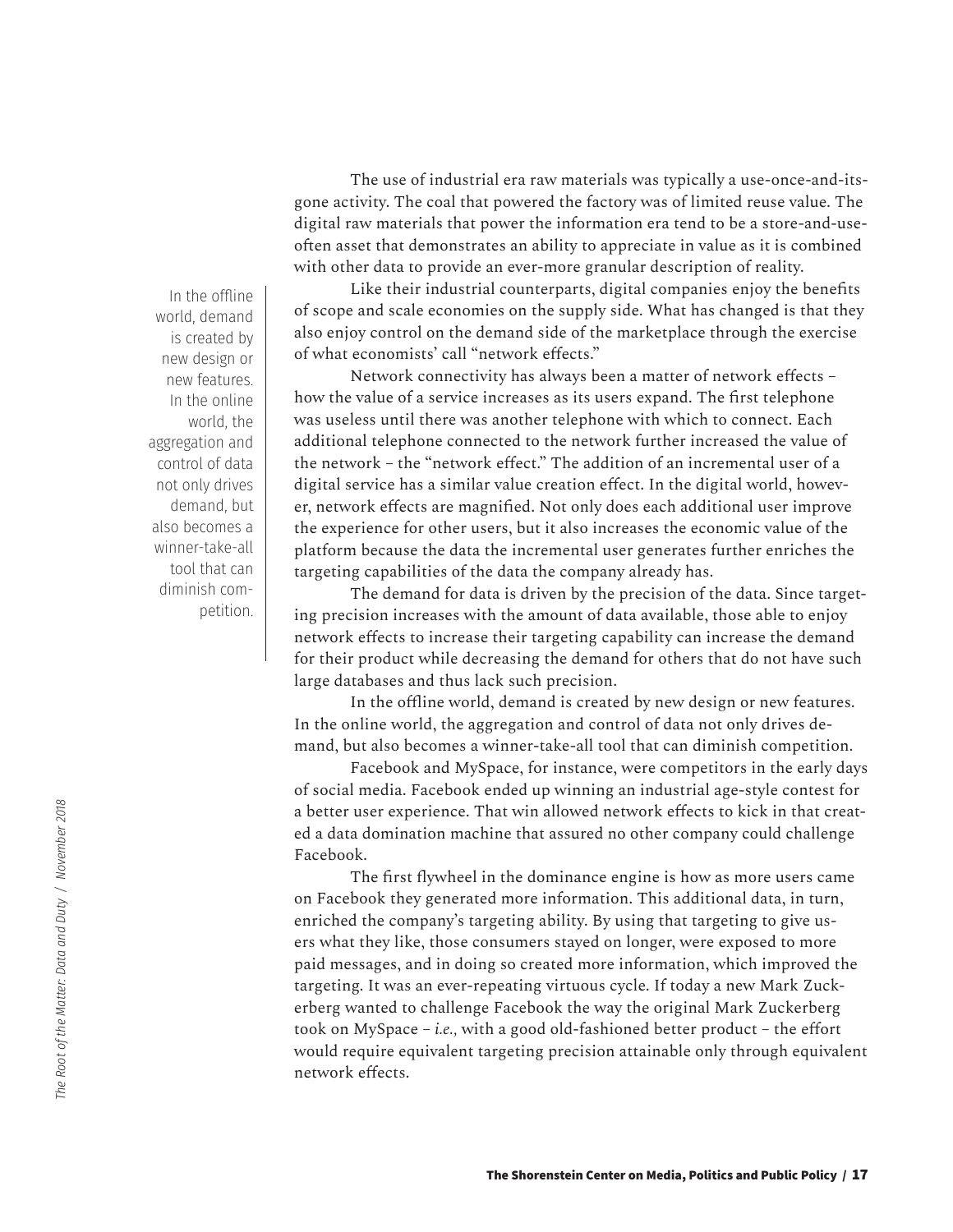The use of industrial era raw materials was typically a use-once-and-its-gone activity. The coal that powered the factory was of limited reuse value. The digital raw materials that power the information era tend to be a store-and-use-often asset that demonstrates an ability to appreciate in value as it is combined with other data to provide an ever-more granular description of reality.

> In the offline world, demand is created by new design or new features. In the online world, the aggregation and control of data not only drives demand, but also becomes a winner-take-all tool that can diminish competition.

Like their industrial counterparts, digital companies enjoy the benefits of scope and scale economies on the supply side. What has changed is that they also enjoy control on the demand side of the marketplace through the exercise of what economists' call "network effects."

Network connectivity has always been a matter of network effects – how the value of a service increases as its users expand. The first telephone was useless until there was another telephone with which to connect. Each additional telephone connected to the network further increased the value of the network – the "network effect." The addition of an incremental user of a digital service has a similar value creation effect. In the digital world, however, network effects are magnified. Not only does each additional user improve the experience for other users, but it also increases the economic value of the platform because the data the incremental user generates further enriches the targeting capabilities of the data the company already has.

The demand for data is driven by the precision of the data. Since targeting precision increases with the amount of data available, those able to enjoy network effects to increase their targeting capability can increase the demand for their product while decreasing the demand for others that do not have such large databases and thus lack such precision.

In the offline world, demand is created by new design or new features. In the online world, the aggregation and control of data not only drives demand, but also becomes a winner-take-all tool that can diminish competition.

Facebook and MySpace, for instance, were competitors in the early days of social media. Facebook ended up winning an industrial age-style contest for a better user experience. That win allowed network effects to kick in that created a data domination machine that assured no other company could challenge Facebook.

The first flywheel in the dominance engine is how as more users came on Facebook they generated more information. This additional data, in turn, enriched the company's targeting ability. By using that targeting to give users what they like, those consumers stayed on longer, were exposed to more paid messages, and in doing so created more information, which improved the targeting. It was an ever-repeating virtuous cycle. If today a new Mark Zuckerberg wanted to challenge Facebook the way the original Mark Zuckerberg took on MySpace – *i.e.,* with a good old-fashioned better product – the effort would require equivalent targeting precision attainable only through equivalent network effects.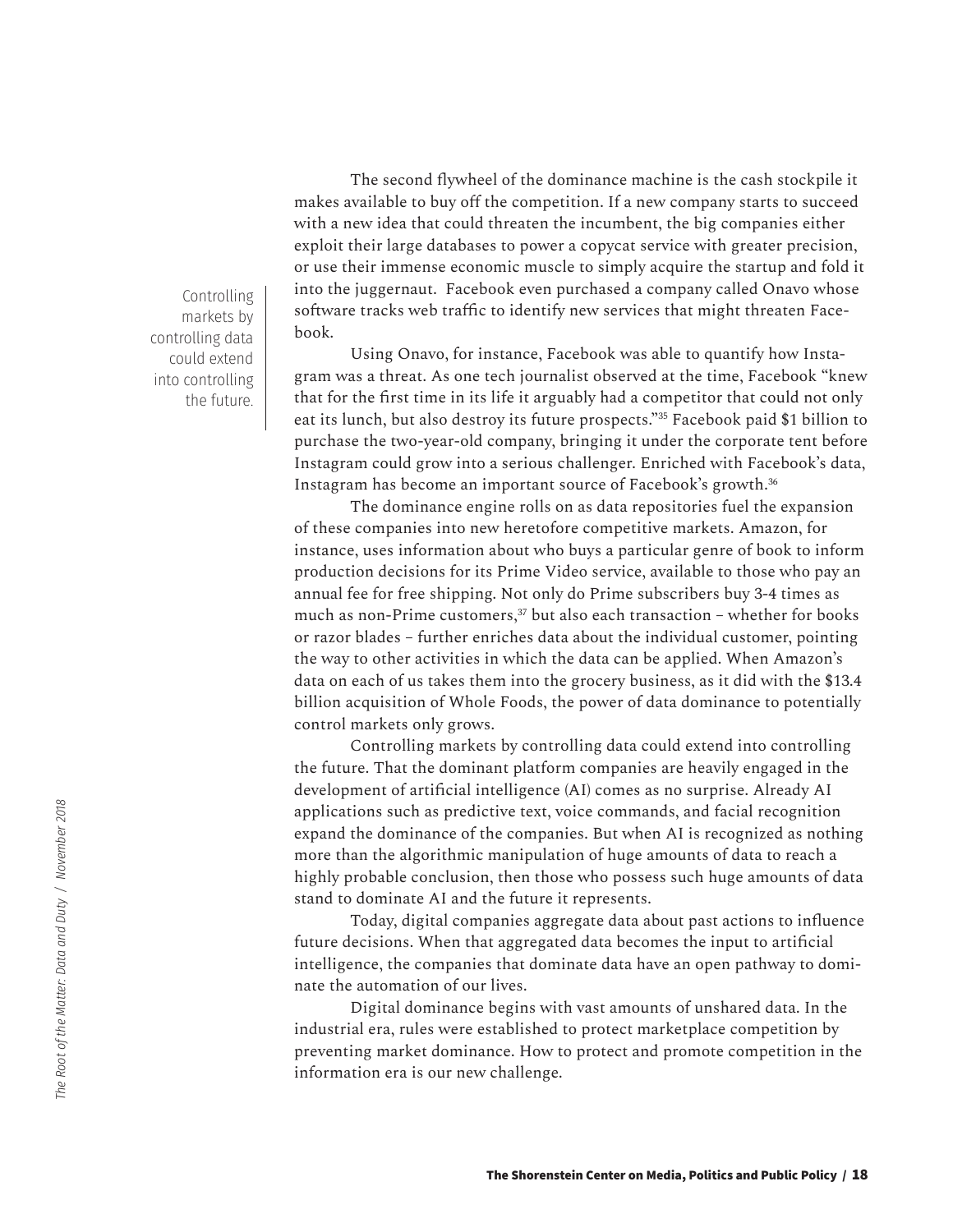The second flywheel of the dominance machine is the cash stockpile it makes available to buy off the competition. If a new company starts to succeed with a new idea that could threaten the incumbent, the big companies either exploit their large databases to power a copycat service with greater precision, or use their immense economic muscle to simply acquire the startup and fold it into the juggernaut. Facebook even purchased a company called Onavo whose software tracks web traffic to identify new services that might threaten Facebook.

> Controlling markets by controlling data could extend into controlling the future.

Using Onavo, for instance, Facebook was able to quantify how Instagram was a threat. As one tech journalist observed at the time, Facebook "knew that for the first time in its life it arguably had a competitor that could not only eat its lunch, but also destroy its future prospects."[35] Facebook paid $1 billion to purchase the two-year-old company, bringing it under the corporate tent before Instagram could grow into a serious challenger. Enriched with Facebook's data, Instagram has become an important source of Facebook's growth.[36]

The dominance engine rolls on as data repositories fuel the expansion of these companies into new heretofore competitive markets. Amazon, for instance, uses information about who buys a particular genre of book to inform production decisions for its Prime Video service, available to those who pay an annual fee for free shipping. Not only do Prime subscribers buy 3-4 times as much as non-Prime customers,[37] but also each transaction – whether for books or razor blades – further enriches data about the individual customer, pointing the way to other activities in which the data can be applied. When Amazon's data on each of us takes them into the grocery business, as it did with the $13.4 billion acquisition of Whole Foods, the power of data dominance to potentially control markets only grows.

Controlling markets by controlling data could extend into controlling the future. That the dominant platform companies are heavily engaged in the development of artificial intelligence (AI) comes as no surprise. Already AI applications such as predictive text, voice commands, and facial recognition expand the dominance of the companies. But when AI is recognized as nothing more than the algorithmic manipulation of huge amounts of data to reach a highly probable conclusion, then those who possess such huge amounts of data stand to dominate AI and the future it represents.

Today, digital companies aggregate data about past actions to influence future decisions. When that aggregated data becomes the input to artificial intelligence, the companies that dominate data have an open pathway to dominate the automation of our lives.

Digital dominance begins with vast amounts of unshared data. In the industrial era, rules were established to protect marketplace competition by preventing market dominance. How to protect and promote competition in the information era is our new challenge.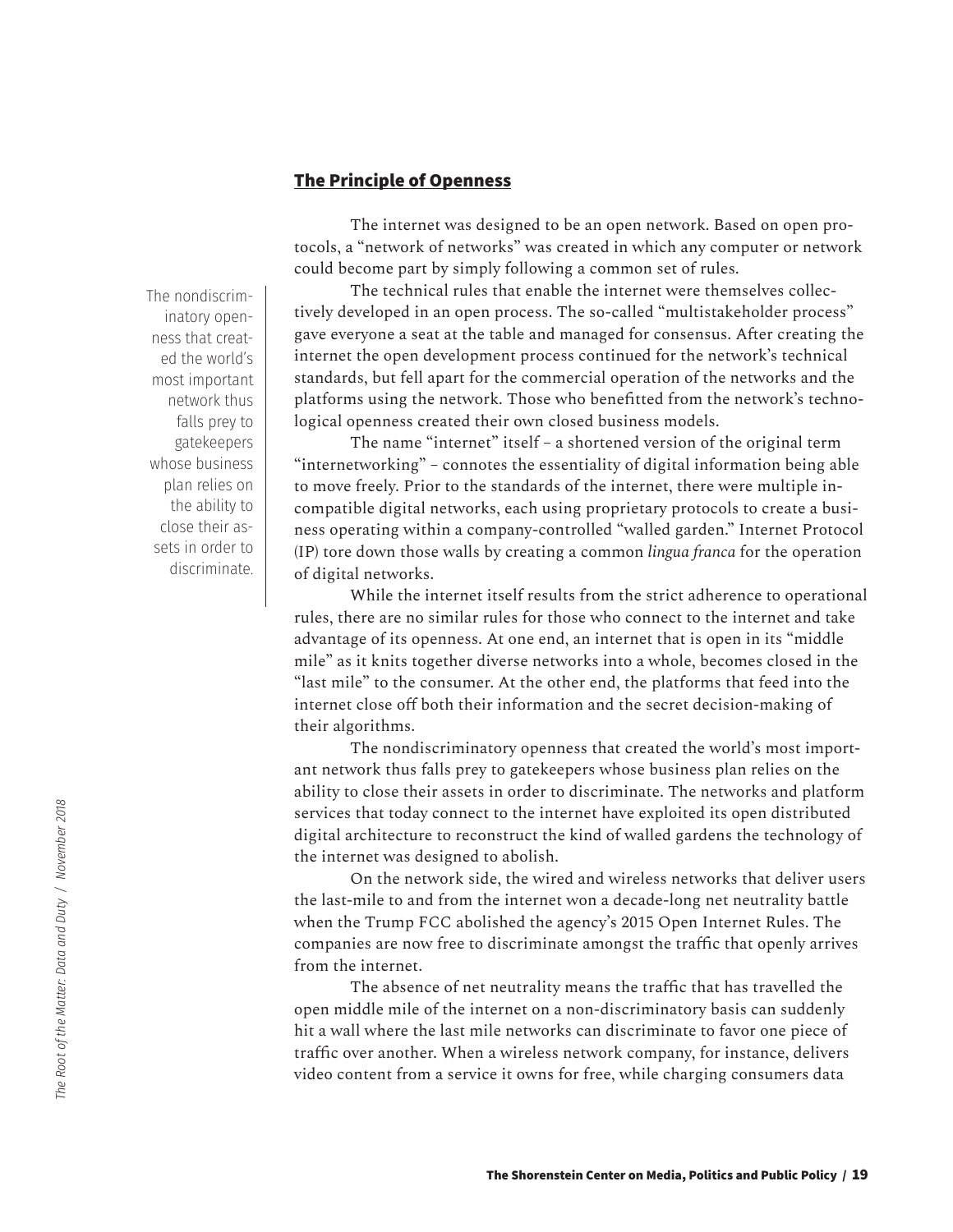## The Principle of Openness

The internet was designed to be an open network. Based on open protocols, a "network of networks" was created in which any computer or network could become part by simply following a common set of rules.

> The nondiscriminatory openness that created the world's most important network thus falls prey to gatekeepers whose business plan relies on the ability to close their assets in order to discriminate.

The technical rules that enable the internet were themselves collectively developed in an open process. The so-called "multistakeholder process" gave everyone a seat at the table and managed for consensus. After creating the internet the open development process continued for the network's technical standards, but fell apart for the commercial operation of the networks and the platforms using the network. Those who benefitted from the network's technological openness created their own closed business models.

The name "internet" itself – a shortened version of the original term "internetworking" – connotes the essentiality of digital information being able to move freely. Prior to the standards of the internet, there were multiple incompatible digital networks, each using proprietary protocols to create a business operating within a company-controlled "walled garden." Internet Protocol (IP) tore down those walls by creating a common *lingua franca* for the operation of digital networks.

While the internet itself results from the strict adherence to operational rules, there are no similar rules for those who connect to the internet and take advantage of its openness. At one end, an internet that is open in its "middle mile" as it knits together diverse networks into a whole, becomes closed in the "last mile" to the consumer. At the other end, the platforms that feed into the internet close off both their information and the secret decision-making of their algorithms.

The nondiscriminatory openness that created the world's most important network thus falls prey to gatekeepers whose business plan relies on the ability to close their assets in order to discriminate. The networks and platform services that today connect to the internet have exploited its open distributed digital architecture to reconstruct the kind of walled gardens the technology of the internet was designed to abolish.

On the network side, the wired and wireless networks that deliver users the last-mile to and from the internet won a decade-long net neutrality battle when the Trump FCC abolished the agency's 2015 Open Internet Rules. The companies are now free to discriminate amongst the traffic that openly arrives from the internet.

The absence of net neutrality means the traffic that has travelled the open middle mile of the internet on a non-discriminatory basis can suddenly hit a wall where the last mile networks can discriminate to favor one piece of traffic over another. When a wireless network company, for instance, delivers video content from a service it owns for free, while charging consumers data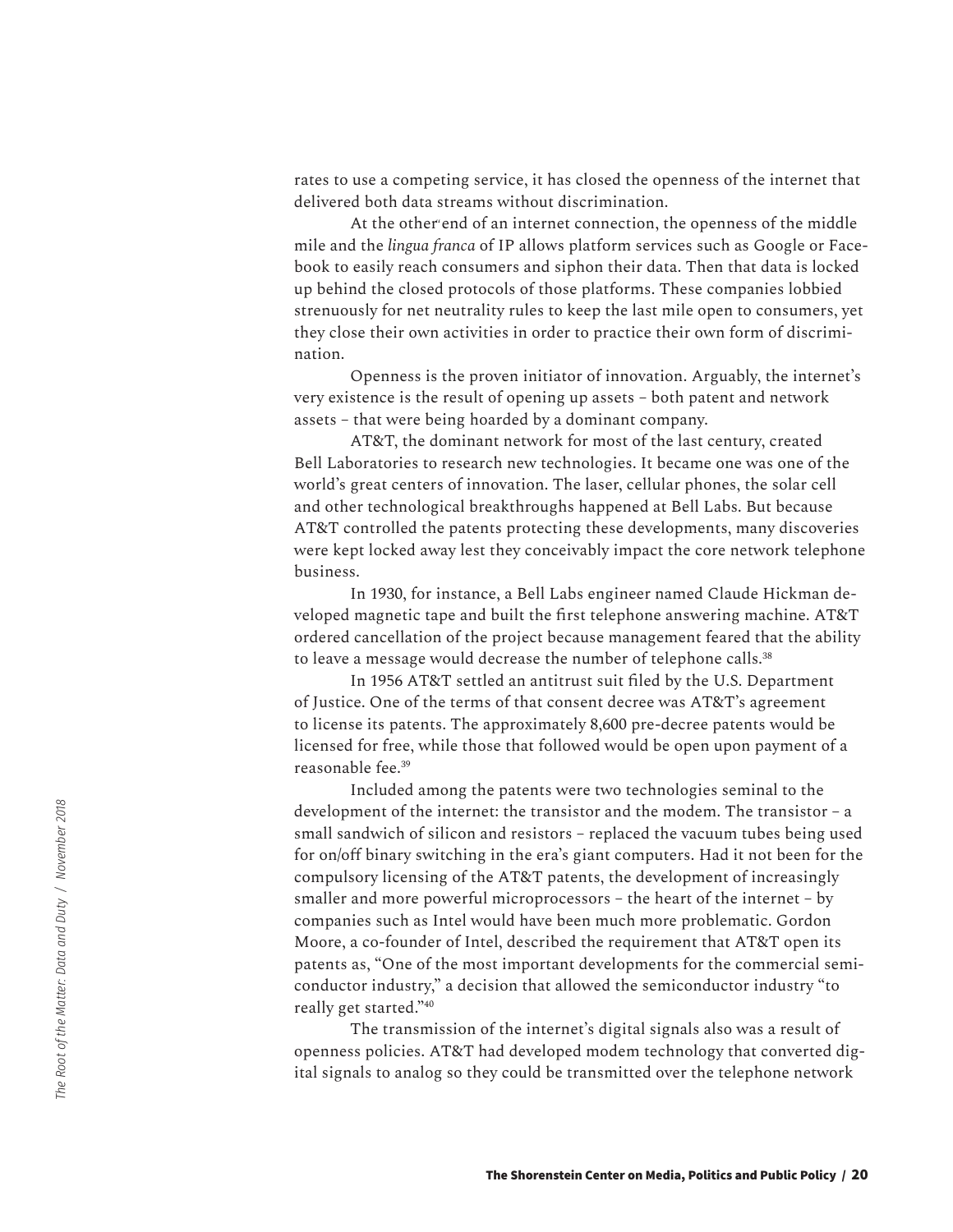rates to use a competing service, it has closed the openness of the internet that delivered both data streams without discrimination.

At the other end of an internet connection, the openness of the middle mile and the *lingua franca* of IP allows platform services such as Google or Facebook to easily reach consumers and siphon their data. Then that data is locked up behind the closed protocols of those platforms. These companies lobbied strenuously for net neutrality rules to keep the last mile open to consumers, yet they close their own activities in order to practice their own form of discrimination.

Openness is the proven initiator of innovation. Arguably, the internet's very existence is the result of opening up assets – both patent and network assets – that were being hoarded by a dominant company.

AT&T, the dominant network for most of the last century, created Bell Laboratories to research new technologies. It became one was one of the world's great centers of innovation. The laser, cellular phones, the solar cell and other technological breakthroughs happened at Bell Labs. But because AT&T controlled the patents protecting these developments, many discoveries were kept locked away lest they conceivably impact the core network telephone business.

In 1930, for instance, a Bell Labs engineer named Claude Hickman developed magnetic tape and built the first telephone answering machine. AT&T ordered cancellation of the project because management feared that the ability to leave a message would decrease the number of telephone calls.[38]

In 1956 AT&T settled an antitrust suit filed by the U.S. Department of Justice. One of the terms of that consent decree was AT&T's agreement to license its patents. The approximately 8,600 pre-decree patents would be licensed for free, while those that followed would be open upon payment of a reasonable fee.[39]

Included among the patents were two technologies seminal to the development of the internet: the transistor and the modem. The transistor – a small sandwich of silicon and resistors – replaced the vacuum tubes being used for on/off binary switching in the era's giant computers. Had it not been for the compulsory licensing of the AT&T patents, the development of increasingly smaller and more powerful microprocessors – the heart of the internet – by companies such as Intel would have been much more problematic. Gordon Moore, a co-founder of Intel, described the requirement that AT&T open its patents as, "One of the most important developments for the commercial semiconductor industry," a decision that allowed the semiconductor industry "to really get started."[40]

The transmission of the internet's digital signals also was a result of openness policies. AT&T had developed modem technology that converted digital signals to analog so they could be transmitted over the telephone network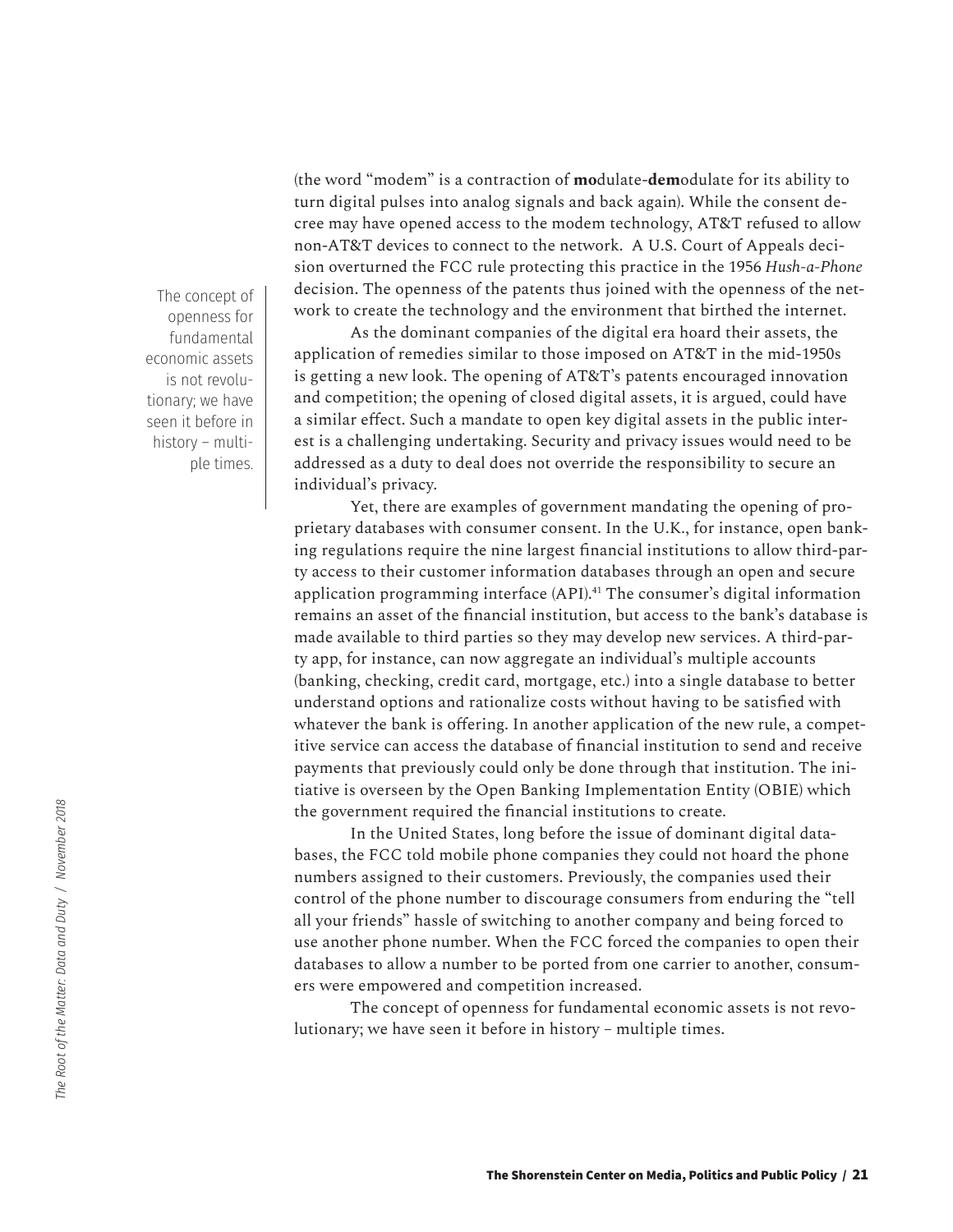(the word "modem" is a contraction of **mo**dulate-**dem**odulate for its ability to turn digital pulses into analog signals and back again). While the consent decree may have opened access to the modem technology, AT&T refused to allow non-AT&T devices to connect to the network. A U.S. Court of Appeals decision overturned the FCC rule protecting this practice in the 1956 *Hush-a-Phone* decision. The openness of the patents thus joined with the openness of the network to create the technology and the environment that birthed the internet.

> The concept of openness for fundamental economic assets is not revolutionary; we have seen it before in history – multiple times.

As the dominant companies of the digital era hoard their assets, the application of remedies similar to those imposed on AT&T in the mid-1950s is getting a new look. The opening of AT&T's patents encouraged innovation and competition; the opening of closed digital assets, it is argued, could have a similar effect. Such a mandate to open key digital assets in the public interest is a challenging undertaking. Security and privacy issues would need to be addressed as a duty to deal does not override the responsibility to secure an individual's privacy.

Yet, there are examples of government mandating the opening of proprietary databases with consumer consent. In the U.K., for instance, open banking regulations require the nine largest financial institutions to allow third-party access to their customer information databases through an open and secure application programming interface (API).[41] The consumer's digital information remains an asset of the financial institution, but access to the bank's database is made available to third parties so they may develop new services. A third-party app, for instance, can now aggregate an individual's multiple accounts (banking, checking, credit card, mortgage, etc.) into a single database to better understand options and rationalize costs without having to be satisfied with whatever the bank is offering. In another application of the new rule, a competitive service can access the database of financial institution to send and receive payments that previously could only be done through that institution. The initiative is overseen by the Open Banking Implementation Entity (OBIE) which the government required the financial institutions to create.

In the United States, long before the issue of dominant digital databases, the FCC told mobile phone companies they could not hoard the phone numbers assigned to their customers. Previously, the companies used their control of the phone number to discourage consumers from enduring the "tell all your friends" hassle of switching to another company and being forced to use another phone number. When the FCC forced the companies to open their databases to allow a number to be ported from one carrier to another, consumers were empowered and competition increased.

The concept of openness for fundamental economic assets is not revolutionary; we have seen it before in history – multiple times.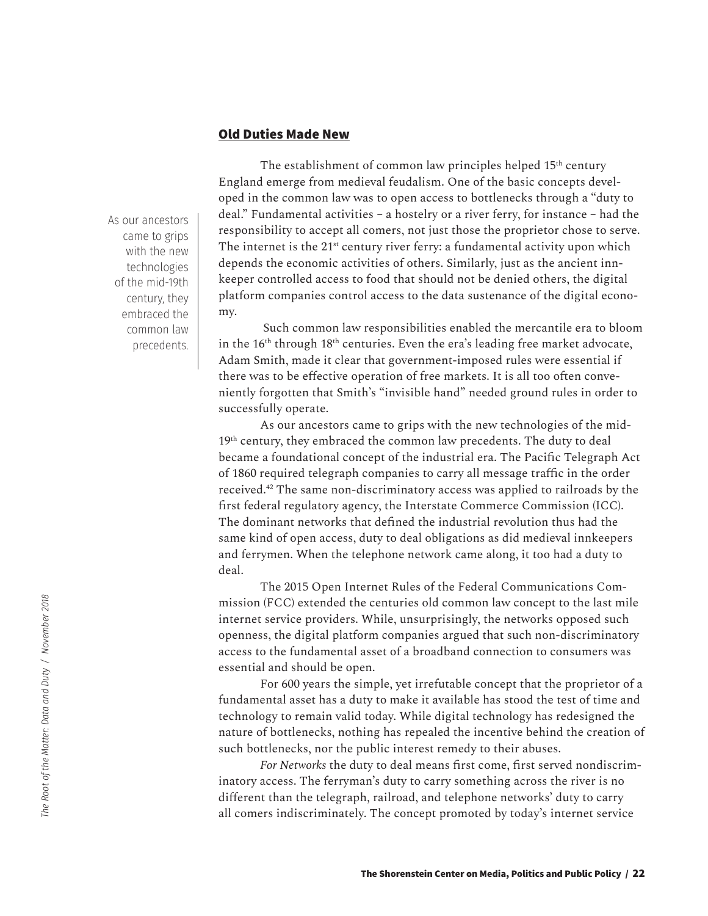## Old Duties Made New

> As our ancestors came to grips with the new technologies of the mid-19th century, they embraced the common law precedents.

The establishment of common law principles helped 15th century England emerge from medieval feudalism. One of the basic concepts developed in the common law was to open access to bottlenecks through a "duty to deal." Fundamental activities – a hostelry or a river ferry, for instance – had the responsibility to accept all comers, not just those the proprietor chose to serve. The internet is the 21st century river ferry: a fundamental activity upon which depends the economic activities of others. Similarly, just as the ancient innkeeper controlled access to food that should not be denied others, the digital platform companies control access to the data sustenance of the digital economy.

Such common law responsibilities enabled the mercantile era to bloom in the 16th through 18th centuries. Even the era's leading free market advocate, Adam Smith, made it clear that government-imposed rules were essential if there was to be effective operation of free markets. It is all too often conveniently forgotten that Smith's "invisible hand" needed ground rules in order to successfully operate.

As our ancestors came to grips with the new technologies of the mid-19th century, they embraced the common law precedents. The duty to deal became a foundational concept of the industrial era. The Pacific Telegraph Act of 1860 required telegraph companies to carry all message traffic in the order received.[42] The same non-discriminatory access was applied to railroads by the first federal regulatory agency, the Interstate Commerce Commission (ICC). The dominant networks that defined the industrial revolution thus had the same kind of open access, duty to deal obligations as did medieval innkeepers and ferrymen. When the telephone network came along, it too had a duty to deal.

The 2015 Open Internet Rules of the Federal Communications Commission (FCC) extended the centuries old common law concept to the last mile internet service providers. While, unsurprisingly, the networks opposed such openness, the digital platform companies argued that such non-discriminatory access to the fundamental asset of a broadband connection to consumers was essential and should be open.

For 600 years the simple, yet irrefutable concept that the proprietor of a fundamental asset has a duty to make it available has stood the test of time and technology to remain valid today. While digital technology has redesigned the nature of bottlenecks, nothing has repealed the incentive behind the creation of such bottlenecks, nor the public interest remedy to their abuses.

*For Networks* the duty to deal means first come, first served nondiscriminatory access. The ferryman's duty to carry something across the river is no different than the telegraph, railroad, and telephone networks' duty to carry all comers indiscriminately. The concept promoted by today's internet service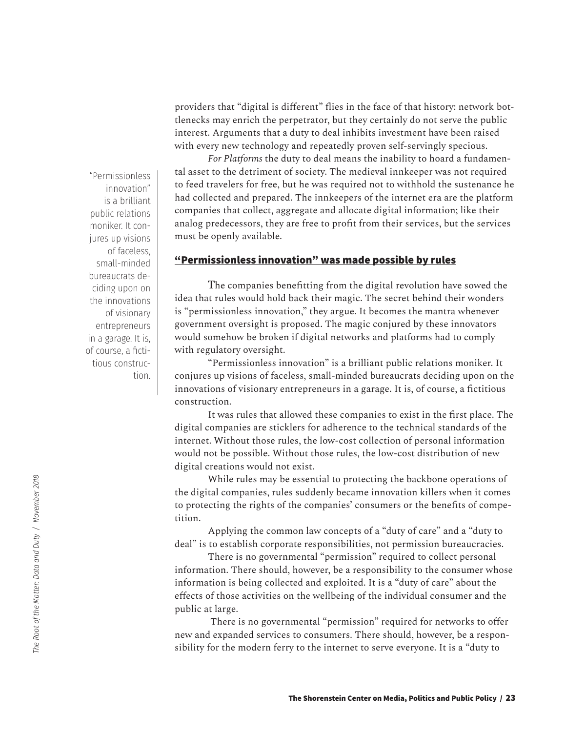providers that "digital is different" flies in the face of that history: network bottlenecks may enrich the perpetrator, but they certainly do not serve the public interest. Arguments that a duty to deal inhibits investment have been raised with every new technology and repeatedly proven self-servingly specious.

*For Platforms* the duty to deal means the inability to hoard a fundamental asset to the detriment of society. The medieval innkeeper was not required to feed travelers for free, but he was required not to withhold the sustenance he had collected and prepared. The innkeepers of the internet era are the platform companies that collect, aggregate and allocate digital information; like their analog predecessors, they are free to profit from their services, but the services must be openly available.

> "Permissionless innovation" is a brilliant public relations moniker. It conjures up visions of faceless, small-minded bureaucrats deciding upon on the innovations of visionary entrepreneurs in a garage. It is, of course, a fictitious construction.

## "Permissionless innovation" was made possible by rules

The companies benefitting from the digital revolution have sowed the idea that rules would hold back their magic. The secret behind their wonders is "permissionless innovation," they argue. It becomes the mantra whenever government oversight is proposed. The magic conjured by these innovators would somehow be broken if digital networks and platforms had to comply with regulatory oversight.

"Permissionless innovation" is a brilliant public relations moniker. It conjures up visions of faceless, small-minded bureaucrats deciding upon on the innovations of visionary entrepreneurs in a garage. It is, of course, a fictitious construction.

It was rules that allowed these companies to exist in the first place. The digital companies are sticklers for adherence to the technical standards of the internet. Without those rules, the low-cost collection of personal information would not be possible. Without those rules, the low-cost distribution of new digital creations would not exist.

While rules may be essential to protecting the backbone operations of the digital companies, rules suddenly became innovation killers when it comes to protecting the rights of the companies' consumers or the benefits of competition.

Applying the common law concepts of a "duty of care" and a "duty to deal" is to establish corporate responsibilities, not permission bureaucracies.

There is no governmental "permission" required to collect personal information. There should, however, be a responsibility to the consumer whose information is being collected and exploited. It is a "duty of care" about the effects of those activities on the wellbeing of the individual consumer and the public at large.

There is no governmental "permission" required for networks to offer new and expanded services to consumers. There should, however, be a responsibility for the modern ferry to the internet to serve everyone. It is a "duty to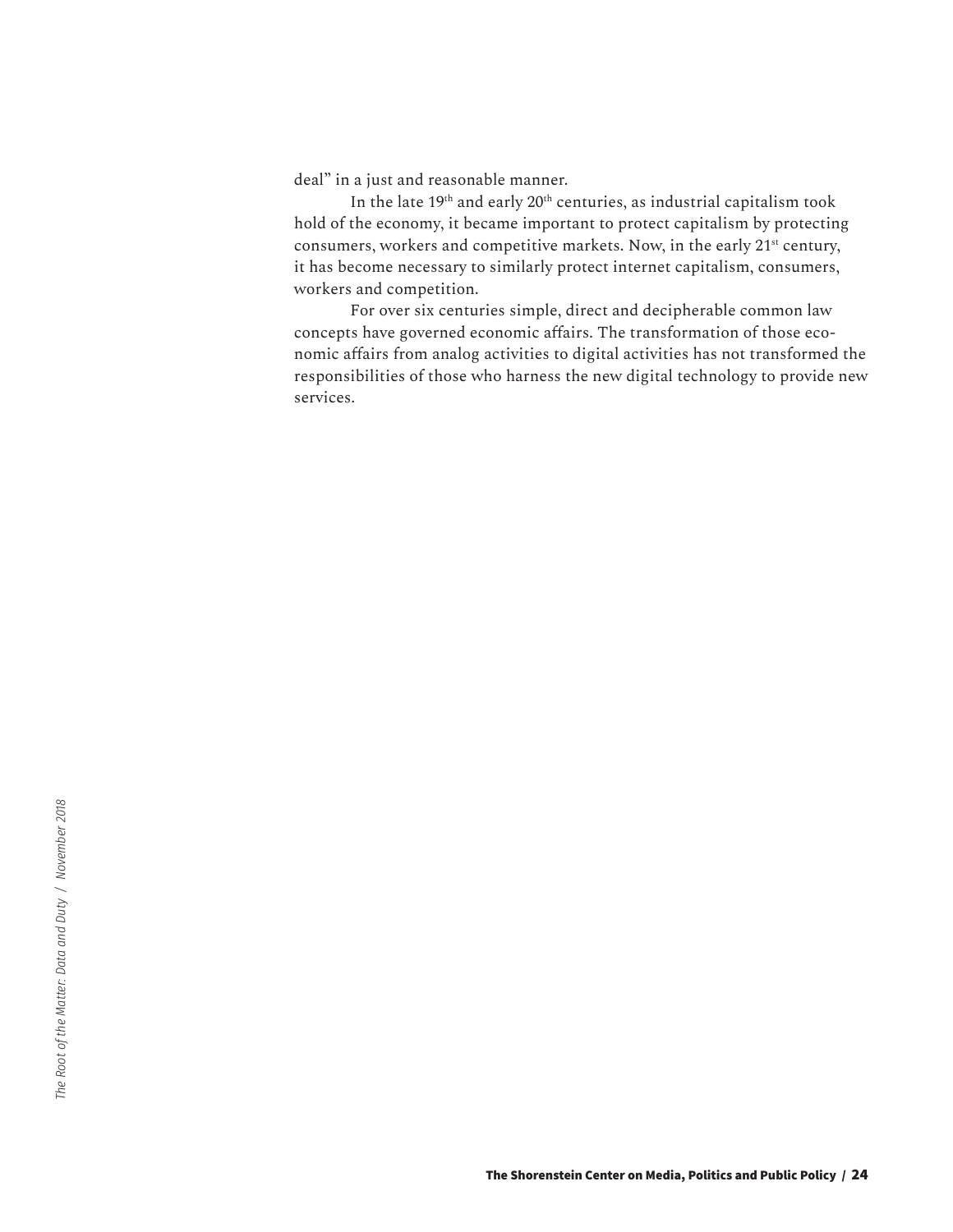deal" in a just and reasonable manner.

In the late 19th and early 20th centuries, as industrial capitalism took hold of the economy, it became important to protect capitalism by protecting consumers, workers and competitive markets. Now, in the early 21st century, it has become necessary to similarly protect internet capitalism, consumers, workers and competition.

For over six centuries simple, direct and decipherable common law concepts have governed economic affairs. The transformation of those economic affairs from analog activities to digital activities has not transformed the responsibilities of those who harness the new digital technology to provide new services.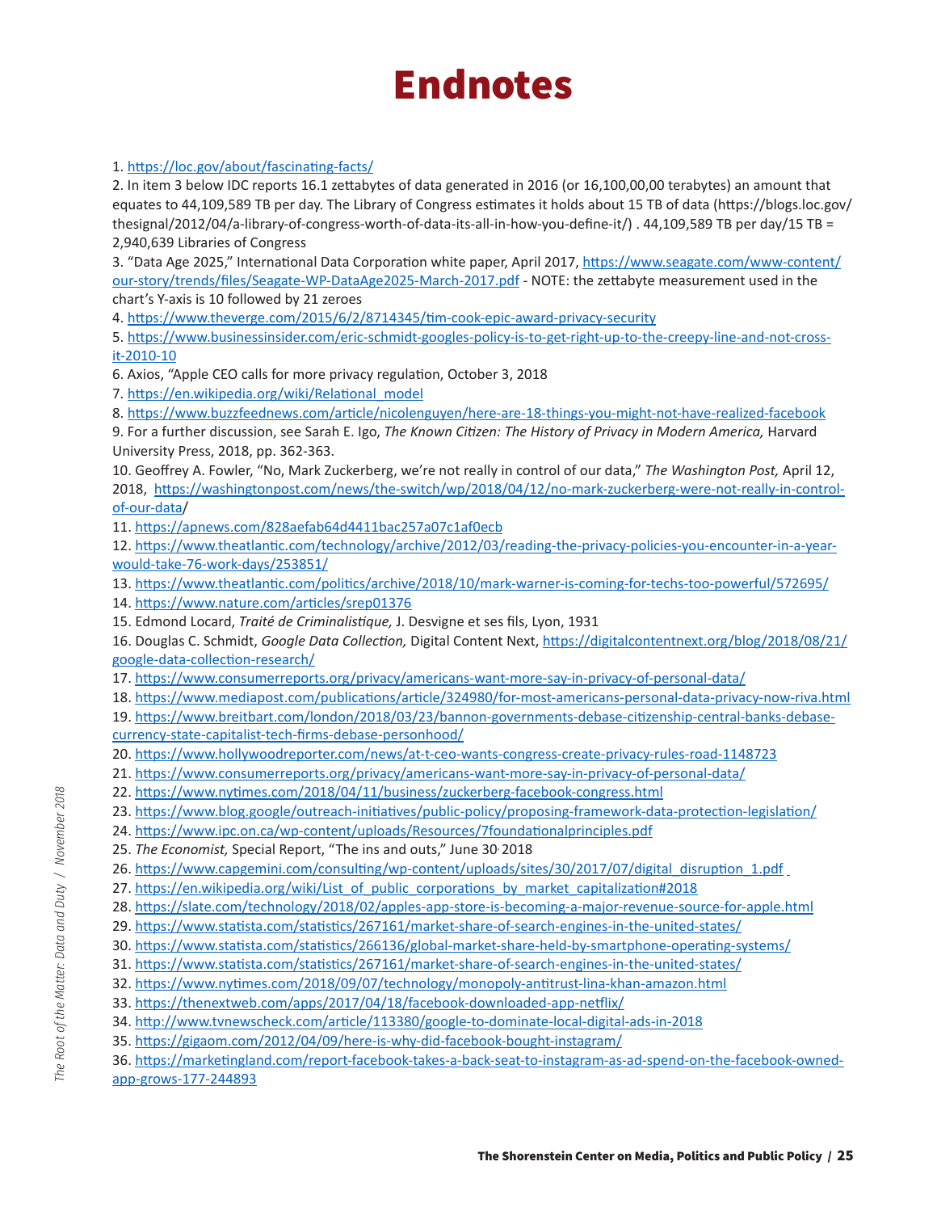# Endnotes

1. https://loc.gov/about/fascinating-facts/
2. In item 3 below IDC reports 16.1 zettabytes of data generated in 2016 (or 16,100,00,00 terabytes) an amount that equates to 44,109,589 TB per day. The Library of Congress estimates it holds about 15 TB of data (https://blogs.loc.gov/thesignal/2012/04/a-library-of-congress-worth-of-data-its-all-in-how-you-define-it/) . 44,109,589 TB per day/15 TB = 2,940,639 Libraries of Congress
3. "Data Age 2025," International Data Corporation white paper, April 2017, https://www.seagate.com/www-content/our-story/trends/files/Seagate-WP-DataAge2025-March-2017.pdf - NOTE: the zettabyte measurement used in the chart's Y-axis is 10 followed by 21 zeroes
4. https://www.theverge.com/2015/6/2/8714345/tim-cook-epic-award-privacy-security
5. https://www.businessinsider.com/eric-schmidt-googles-policy-is-to-get-right-up-to-the-creepy-line-and-not-cross-it-2010-10
6. Axios, "Apple CEO calls for more privacy regulation, October 3, 2018
7. https://en.wikipedia.org/wiki/Relational_model
8. https://www.buzzfeednews.com/article/nicolenguyen/here-are-18-things-you-might-not-have-realized-facebook
9. For a further discussion, see Sarah E. Igo, *The Known Citizen: The History of Privacy in Modern America,* Harvard University Press, 2018, pp. 362-363.
10. Geoffrey A. Fowler, "No, Mark Zuckerberg, we're not really in control of our data," *The Washington Post,* April 12, 2018, https://washingtonpost.com/news/the-switch/wp/2018/04/12/no-mark-zuckerberg-were-not-really-in-control-of-our-data/
11. https://apnews.com/828aefab64d4411bac257a07c1af0ecb
12. https://www.theatlantic.com/technology/archive/2012/03/reading-the-privacy-policies-you-encounter-in-a-year-would-take-76-work-days/253851/
13. https://www.theatlantic.com/politics/archive/2018/10/mark-warner-is-coming-for-techs-too-powerful/572695/
14. https://www.nature.com/articles/srep01376
15. Edmond Locard, *Traité de Criminalistique,* J. Desvigne et ses fils, Lyon, 1931
16. Douglas C. Schmidt, *Google Data Collection,* Digital Content Next, https://digitalcontentnext.org/blog/2018/08/21/google-data-collection-research/
17. https://www.consumerreports.org/privacy/americans-want-more-say-in-privacy-of-personal-data/
18. https://www.mediapost.com/publications/article/324980/for-most-americans-personal-data-privacy-now-riva.html
19. https://www.breitbart.com/london/2018/03/23/bannon-governments-debase-citizenship-central-banks-debase-currency-state-capitalist-tech-firms-debase-personhood/
20. https://www.hollywoodreporter.com/news/at-t-ceo-wants-congress-create-privacy-rules-road-1148723
21. https://www.consumerreports.org/privacy/americans-want-more-say-in-privacy-of-personal-data/
22. https://www.nytimes.com/2018/04/11/business/zuckerberg-facebook-congress.html
23. https://www.blog.google/outreach-initiatives/public-policy/proposing-framework-data-protection-legislation/
24. https://www.ipc.on.ca/wp-content/uploads/Resources/7foundationalprinciples.pdf
25. *The Economist,* Special Report, "The ins and outs," June 30, 2018
26. https://www.capgemini.com/consulting/wp-content/uploads/sites/30/2017/07/digital_disruption_1.pdf
27. https://en.wikipedia.org/wiki/List_of_public_corporations_by_market_capitalization#2018
28. https://slate.com/technology/2018/02/apples-app-store-is-becoming-a-major-revenue-source-for-apple.html
29. https://www.statista.com/statistics/267161/market-share-of-search-engines-in-the-united-states/
30. https://www.statista.com/statistics/266136/global-market-share-held-by-smartphone-operating-systems/
31. https://www.statista.com/statistics/267161/market-share-of-search-engines-in-the-united-states/
32. https://www.nytimes.com/2018/09/07/technology/monopoly-antitrust-lina-khan-amazon.html
33. https://thenextweb.com/apps/2017/04/18/facebook-downloaded-app-netflix/
34. http://www.tvnewscheck.com/article/113380/google-to-dominate-local-digital-ads-in-2018
35. https://gigaom.com/2012/04/09/here-is-why-did-facebook-bought-instagram/
36. https://marketingland.com/report-facebook-takes-a-back-seat-to-instagram-as-ad-spend-on-the-facebook-owned-app-grows-177-244893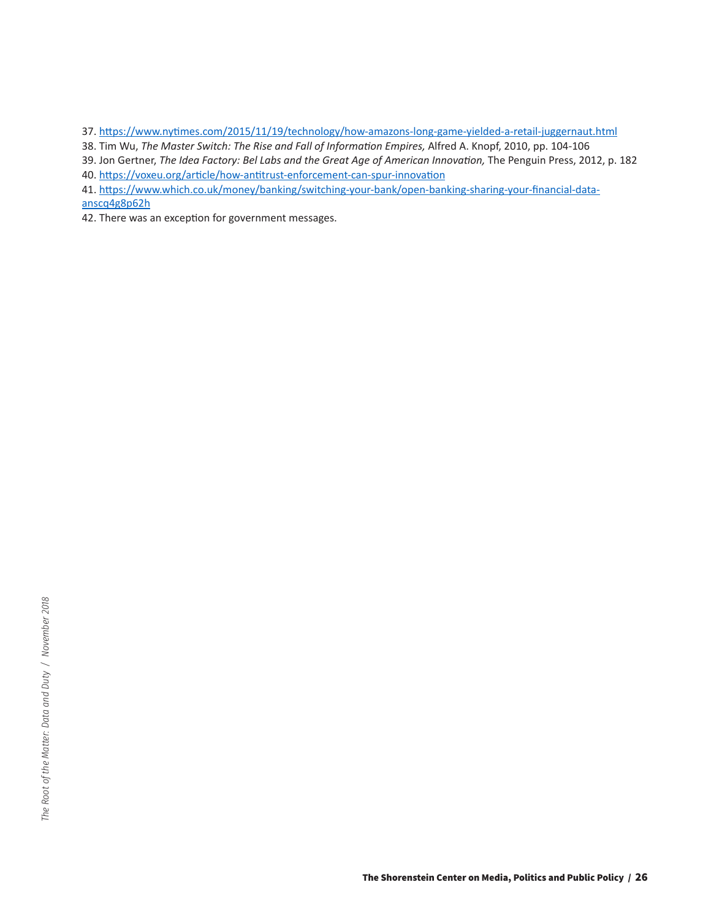37. https://www.nytimes.com/2015/11/19/technology/how-amazons-long-game-yielded-a-retail-juggernaut.html
38. Tim Wu, *The Master Switch: The Rise and Fall of Information Empires,* Alfred A. Knopf, 2010, pp. 104-106
39. Jon Gertner, *The Idea Factory: Bel Labs and the Great Age of American Innovation,* The Penguin Press, 2012, p. 182
40. https://voxeu.org/article/how-antitrust-enforcement-can-spur-innovation
41. https://www.which.co.uk/money/banking/switching-your-bank/open-banking-sharing-your-financial-data-anscq4g8p62h
42. There was an exception for government messages.